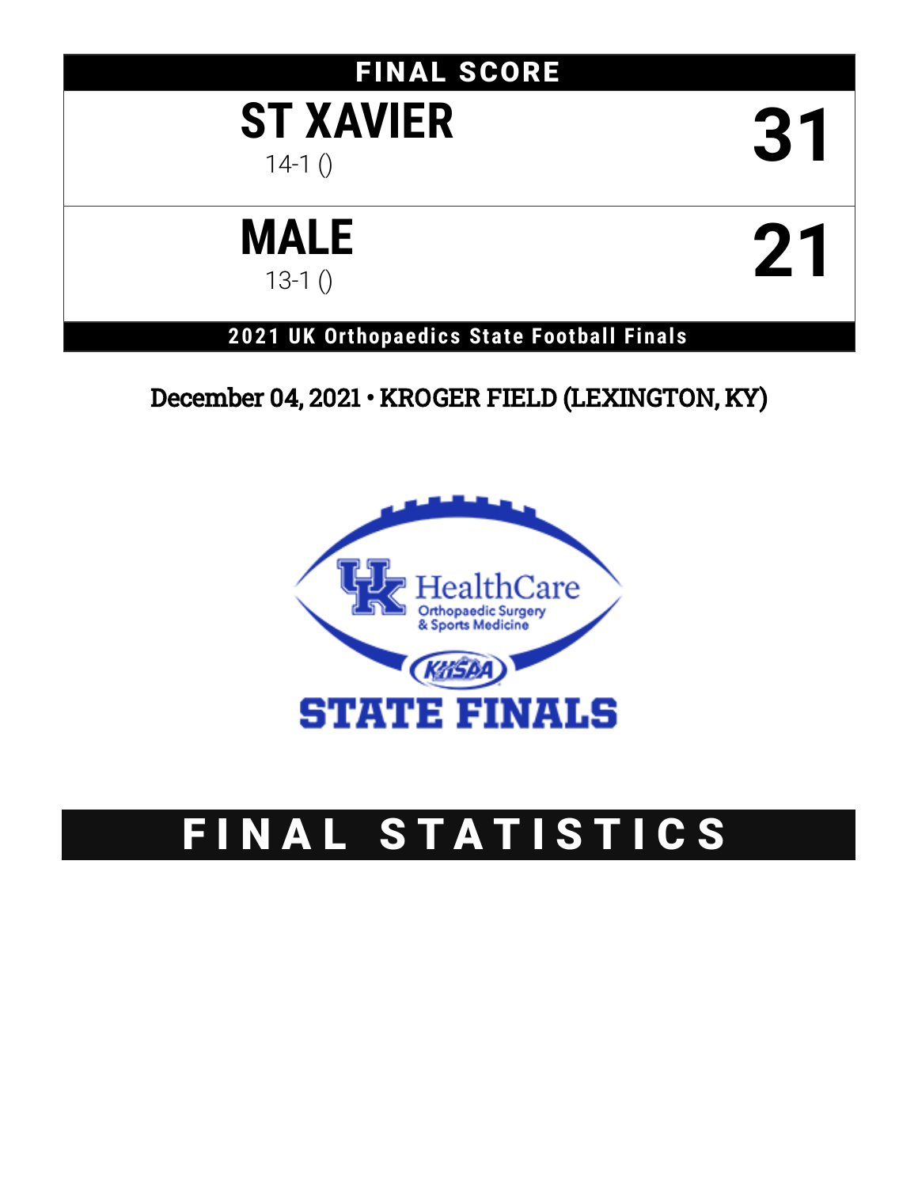# FINAL SCORE

| Team | Score |
| --- | --- |
| **ST XAVIER** 14-1 () | **31** |
| **MALE** 13-1 () | **21** |

**2021 UK Orthopaedics State Football Finals**

December 04, 2021 • KROGER FIELD (LEXINGTON, KY)

UK HealthCare Orthopaedic Surgery & Sports Medicine

KHSAA

STATE FINALS

# FINAL STATISTICS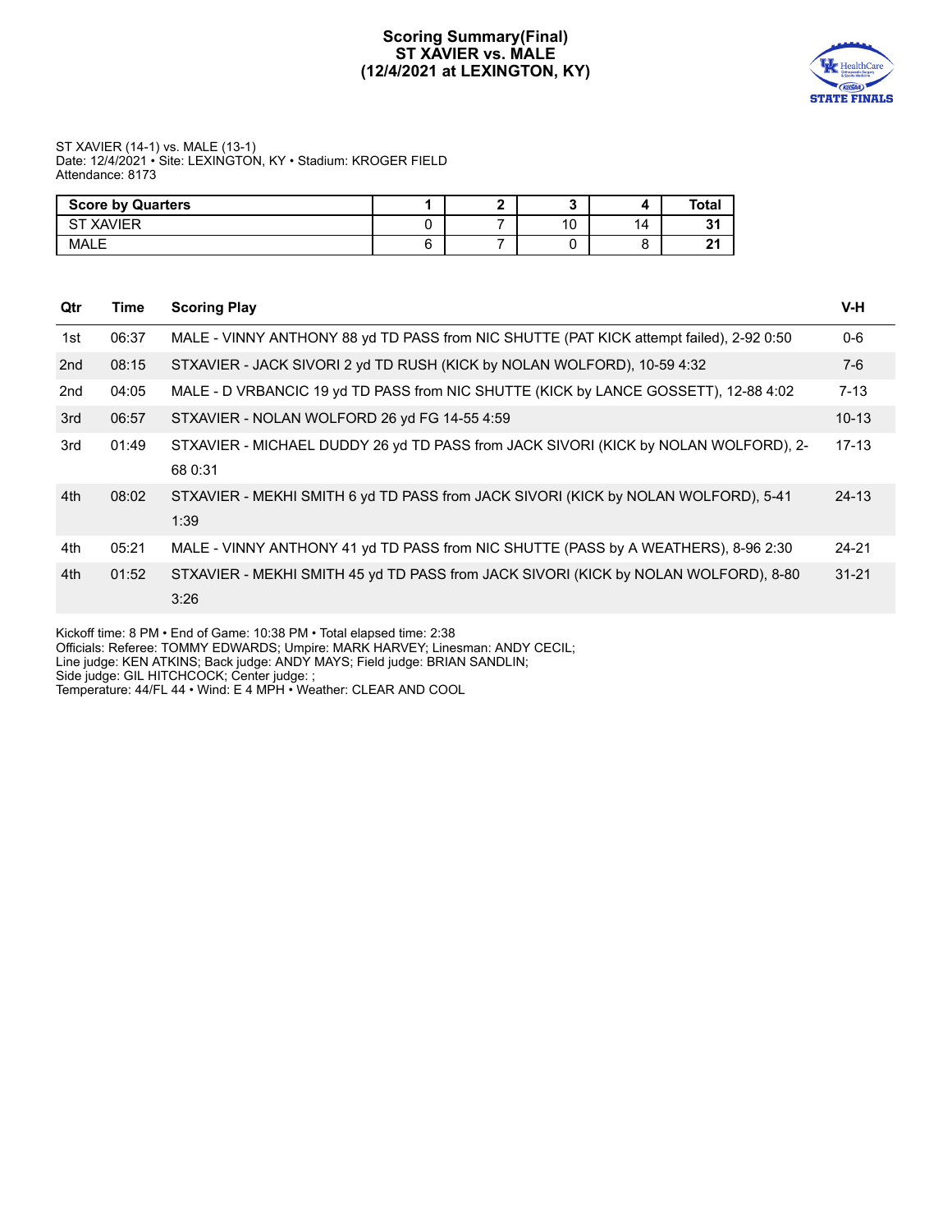# Scoring Summary(Final)
## ST XAVIER vs. MALE
## (12/4/2021 at LEXINGTON, KY)

ST XAVIER (14-1) vs. MALE (13-1)
Date: 12/4/2021 • Site: LEXINGTON, KY • Stadium: KROGER FIELD
Attendance: 8173

| Score by Quarters | 1 | 2 | 3 | 4 | Total |
|---|---|---|---|---|---|
| ST XAVIER | 0 | 7 | 10 | 14 | 31 |
| MALE | 6 | 7 | 0 | 8 | 21 |

| Qtr | Time | Scoring Play | V-H |
|---|---|---|---|
| 1st | 06:37 | MALE - VINNY ANTHONY 88 yd TD PASS from NIC SHUTTE (PAT KICK attempt failed), 2-92 0:50 | 0-6 |
| 2nd | 08:15 | STXAVIER - JACK SIVORI 2 yd TD RUSH (KICK by NOLAN WOLFORD), 10-59 4:32 | 7-6 |
| 2nd | 04:05 | MALE - D VRBANCIC 19 yd TD PASS from NIC SHUTTE (KICK by LANCE GOSSETT), 12-88 4:02 | 7-13 |
| 3rd | 06:57 | STXAVIER - NOLAN WOLFORD 26 yd FG 14-55 4:59 | 10-13 |
| 3rd | 01:49 | STXAVIER - MICHAEL DUDDY 26 yd TD PASS from JACK SIVORI (KICK by NOLAN WOLFORD), 2-68 0:31 | 17-13 |
| 4th | 08:02 | STXAVIER - MEKHI SMITH 6 yd TD PASS from JACK SIVORI (KICK by NOLAN WOLFORD), 5-41 1:39 | 24-13 |
| 4th | 05:21 | MALE - VINNY ANTHONY 41 yd TD PASS from NIC SHUTTE (PASS by A WEATHERS), 8-96 2:30 | 24-21 |
| 4th | 01:52 | STXAVIER - MEKHI SMITH 45 yd TD PASS from JACK SIVORI (KICK by NOLAN WOLFORD), 8-80 3:26 | 31-21 |

Kickoff time: 8 PM • End of Game: 10:38 PM • Total elapsed time: 2:38
Officials: Referee: TOMMY EDWARDS; Umpire: MARK HARVEY; Linesman: ANDY CECIL;
Line judge: KEN ATKINS; Back judge: ANDY MAYS; Field judge: BRIAN SANDLIN;
Side judge: GIL HITCHCOCK; Center judge: ;
Temperature: 44/FL 44 • Wind: E 4 MPH • Weather: CLEAR AND COOL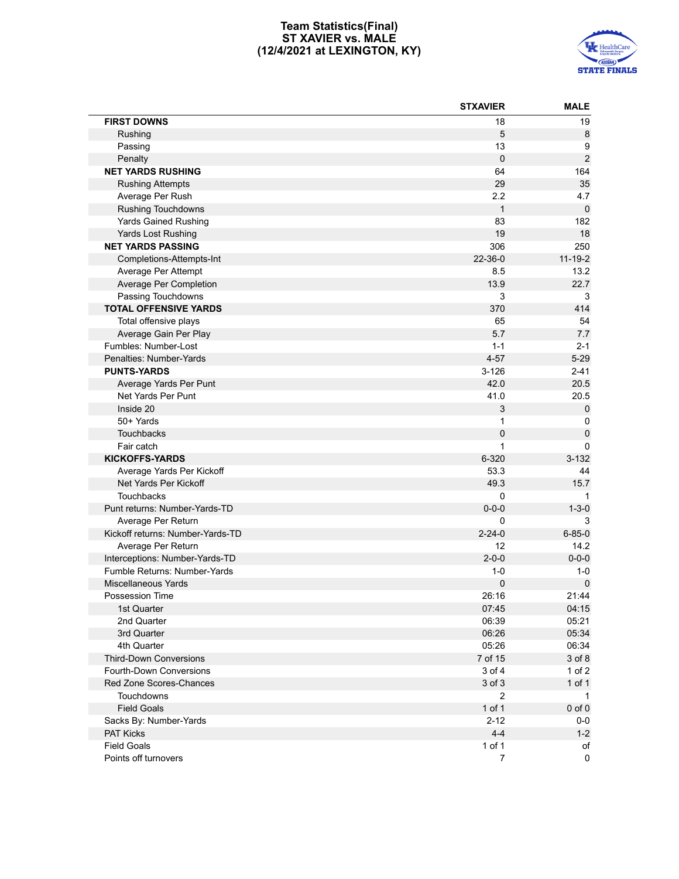# Team Statistics(Final)
## ST XAVIER vs. MALE
## (12/4/2021 at LEXINGTON, KY)

| | STXAVIER | MALE |
|---|---|---|
| **FIRST DOWNS** | 18 | 19 |
| Rushing | 5 | 8 |
| Passing | 13 | 9 |
| Penalty | 0 | 2 |
| **NET YARDS RUSHING** | 64 | 164 |
| Rushing Attempts | 29 | 35 |
| Average Per Rush | 2.2 | 4.7 |
| Rushing Touchdowns | 1 | 0 |
| Yards Gained Rushing | 83 | 182 |
| Yards Lost Rushing | 19 | 18 |
| **NET YARDS PASSING** | 306 | 250 |
| Completions-Attempts-Int | 22-36-0 | 11-19-2 |
| Average Per Attempt | 8.5 | 13.2 |
| Average Per Completion | 13.9 | 22.7 |
| Passing Touchdowns | 3 | 3 |
| **TOTAL OFFENSIVE YARDS** | 370 | 414 |
| Total offensive plays | 65 | 54 |
| Average Gain Per Play | 5.7 | 7.7 |
| Fumbles: Number-Lost | 1-1 | 2-1 |
| Penalties: Number-Yards | 4-57 | 5-29 |
| **PUNTS-YARDS** | 3-126 | 2-41 |
| Average Yards Per Punt | 42.0 | 20.5 |
| Net Yards Per Punt | 41.0 | 20.5 |
| Inside 20 | 3 | 0 |
| 50+ Yards | 1 | 0 |
| Touchbacks | 0 | 0 |
| Fair catch | 1 | 0 |
| **KICKOFFS-YARDS** | 6-320 | 3-132 |
| Average Yards Per Kickoff | 53.3 | 44 |
| Net Yards Per Kickoff | 49.3 | 15.7 |
| Touchbacks | 0 | 1 |
| Punt returns: Number-Yards-TD | 0-0-0 | 1-3-0 |
| Average Per Return | 0 | 3 |
| Kickoff returns: Number-Yards-TD | 2-24-0 | 6-85-0 |
| Average Per Return | 12 | 14.2 |
| Interceptions: Number-Yards-TD | 2-0-0 | 0-0-0 |
| Fumble Returns: Number-Yards | 1-0 | 1-0 |
| Miscellaneous Yards | 0 | 0 |
| Possession Time | 26:16 | 21:44 |
| 1st Quarter | 07:45 | 04:15 |
| 2nd Quarter | 06:39 | 05:21 |
| 3rd Quarter | 06:26 | 05:34 |
| 4th Quarter | 05:26 | 06:34 |
| Third-Down Conversions | 7 of 15 | 3 of 8 |
| Fourth-Down Conversions | 3 of 4 | 1 of 2 |
| Red Zone Scores-Chances | 3 of 3 | 1 of 1 |
| Touchdowns | 2 | 1 |
| Field Goals | 1 of 1 | 0 of 0 |
| Sacks By: Number-Yards | 2-12 | 0-0 |
| PAT Kicks | 4-4 | 1-2 |
| Field Goals | 1 of 1 | of |
| Points off turnovers | 7 | 0 |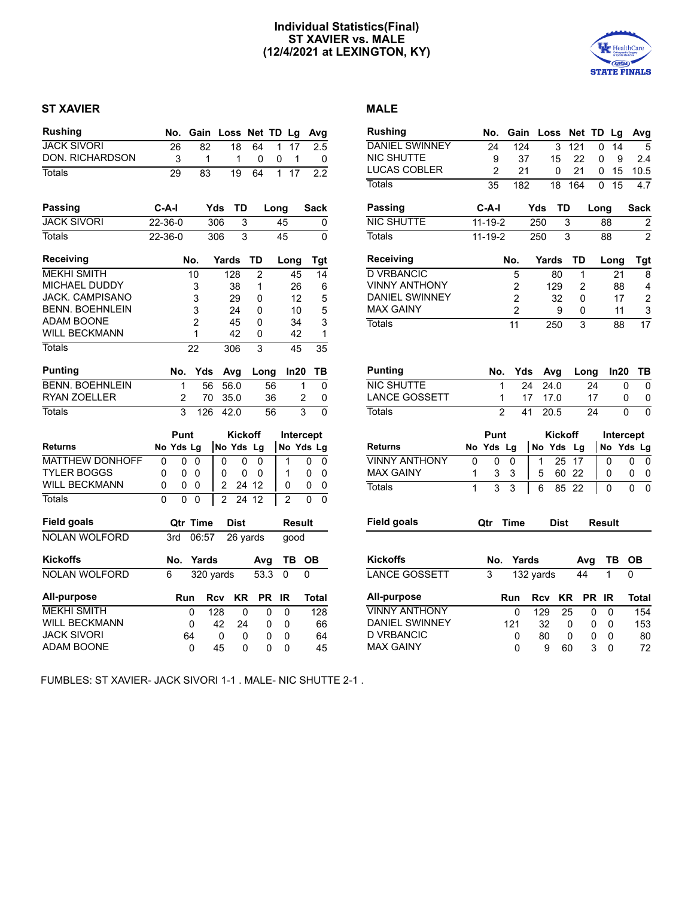# Individual Statistics(Final)
# ST XAVIER vs. MALE
# (12/4/2021 at LEXINGTON, KY)

## ST XAVIER

| Rushing | No. | Gain | Loss | Net | TD | Lg | Avg |
|---|---|---|---|---|---|---|---|
| JACK SIVORI | 26 | 82 | 18 | 64 | 1 | 17 | 2.5 |
| DON. RICHARDSON | 3 | 1 | 1 | 0 | 0 | 1 | 0 |
| Totals | 29 | 83 | 19 | 64 | 1 | 17 | 2.2 |

| Passing | C-A-I | Yds | TD | Long | Sack |
|---|---|---|---|---|---|
| JACK SIVORI | 22-36-0 | 306 | 3 | 45 | 0 |
| Totals | 22-36-0 | 306 | 3 | 45 | 0 |

| Receiving | No. | Yards | TD | Long | Tgt |
|---|---|---|---|---|---|
| MEKHI SMITH | 10 | 128 | 2 | 45 | 14 |
| MICHAEL DUDDY | 3 | 38 | 1 | 26 | 6 |
| JACK. CAMPISANO | 3 | 29 | 0 | 12 | 5 |
| BENN. BOEHNLEIN | 3 | 24 | 0 | 10 | 5 |
| ADAM BOONE | 2 | 45 | 0 | 34 | 3 |
| WILL BECKMANN | 1 | 42 | 0 | 42 | 1 |
| Totals | 22 | 306 | 3 | 45 | 35 |

| Punting | No. | Yds | Avg | Long | In20 | TB |
|---|---|---|---|---|---|---|
| BENN. BOEHNLEIN | 1 | 56 | 56.0 | 56 | 1 | 0 |
| RYAN ZOELLER | 2 | 70 | 35.0 | 36 | 2 | 0 |
| Totals | 3 | 126 | 42.0 | 56 | 3 | 0 |

| | Punt | | | Kickoff | | | Intercept | | |
|---|---|---|---|---|---|---|---|---|---|
| Returns | No | Yds | Lg | No | Yds | Lg | No | Yds | Lg |
| MATTHEW DONHOFF | 0 | 0 | 0 | 0 | 0 | 0 | 1 | 0 | 0 |
| TYLER BOGGS | 0 | 0 | 0 | 0 | 0 | 0 | 1 | 0 | 0 |
| WILL BECKMANN | 0 | 0 | 0 | 2 | 24 | 12 | 0 | 0 | 0 |
| Totals | 0 | 0 | 0 | 2 | 24 | 12 | 2 | 0 | 0 |

| Field goals | Qtr | Time | Dist | Result |
|---|---|---|---|---|
| NOLAN WOLFORD | 3rd | 06:57 | 26 yards | good |

| Kickoffs | No. | Yards | Avg | TB | OB |
|---|---|---|---|---|---|
| NOLAN WOLFORD | 6 | 320 yards | 53.3 | 0 | 0 |

| All-purpose | Run | Rcv | KR | PR | IR | Total |
|---|---|---|---|---|---|---|
| MEKHI SMITH | 0 | 128 | 0 | 0 | 0 | 128 |
| WILL BECKMANN | 0 | 42 | 24 | 0 | 0 | 66 |
| JACK SIVORI | 64 | 0 | 0 | 0 | 0 | 64 |
| ADAM BOONE | 0 | 45 | 0 | 0 | 0 | 45 |

## MALE

| Rushing | No. | Gain | Loss | Net | TD | Lg | Avg |
|---|---|---|---|---|---|---|---|
| DANIEL SWINNEY | 24 | 124 | 3 | 121 | 0 | 14 | 5 |
| NIC SHUTTE | 9 | 37 | 15 | 22 | 0 | 9 | 2.4 |
| LUCAS COBLER | 2 | 21 | 0 | 21 | 0 | 15 | 10.5 |
| Totals | 35 | 182 | 18 | 164 | 0 | 15 | 4.7 |

| Passing | C-A-I | Yds | TD | Long | Sack |
|---|---|---|---|---|---|
| NIC SHUTTE | 11-19-2 | 250 | 3 | 88 | 2 |
| Totals | 11-19-2 | 250 | 3 | 88 | 2 |

| Receiving | No. | Yards | TD | Long | Tgt |
|---|---|---|---|---|---|
| D VRBANCIC | 5 | 80 | 1 | 21 | 8 |
| VINNY ANTHONY | 2 | 129 | 2 | 88 | 4 |
| DANIEL SWINNEY | 2 | 32 | 0 | 17 | 2 |
| MAX GAINY | 2 | 9 | 0 | 11 | 3 |
| Totals | 11 | 250 | 3 | 88 | 17 |

| Punting | No. | Yds | Avg | Long | In20 | TB |
|---|---|---|---|---|---|---|
| NIC SHUTTE | 1 | 24 | 24.0 | 24 | 0 | 0 |
| LANCE GOSSETT | 1 | 17 | 17.0 | 17 | 0 | 0 |
| Totals | 2 | 41 | 20.5 | 24 | 0 | 0 |

| | Punt | | | Kickoff | | | Intercept | | |
|---|---|---|---|---|---|---|---|---|---|
| Returns | No | Yds | Lg | No | Yds | Lg | No | Yds | Lg |
| VINNY ANTHONY | 0 | 0 | 0 | 1 | 25 | 17 | 0 | 0 | 0 |
| MAX GAINY | 1 | 3 | 3 | 5 | 60 | 22 | 0 | 0 | 0 |
| Totals | 1 | 3 | 3 | 6 | 85 | 22 | 0 | 0 | 0 |

| Field goals | Qtr | Time | Dist | Result |
|---|---|---|---|---|

| Kickoffs | No. | Yards | Avg | TB | OB |
|---|---|---|---|---|---|
| LANCE GOSSETT | 3 | 132 yards | 44 | 1 | 0 |

| All-purpose | Run | Rcv | KR | PR | IR | Total |
|---|---|---|---|---|---|---|
| VINNY ANTHONY | 0 | 129 | 25 | 0 | 0 | 154 |
| DANIEL SWINNEY | 121 | 32 | 0 | 0 | 0 | 153 |
| D VRBANCIC | 0 | 80 | 0 | 0 | 0 | 80 |
| MAX GAINY | 0 | 9 | 60 | 3 | 0 | 72 |

FUMBLES: ST XAVIER- JACK SIVORI 1-1 . MALE- NIC SHUTTE 2-1 .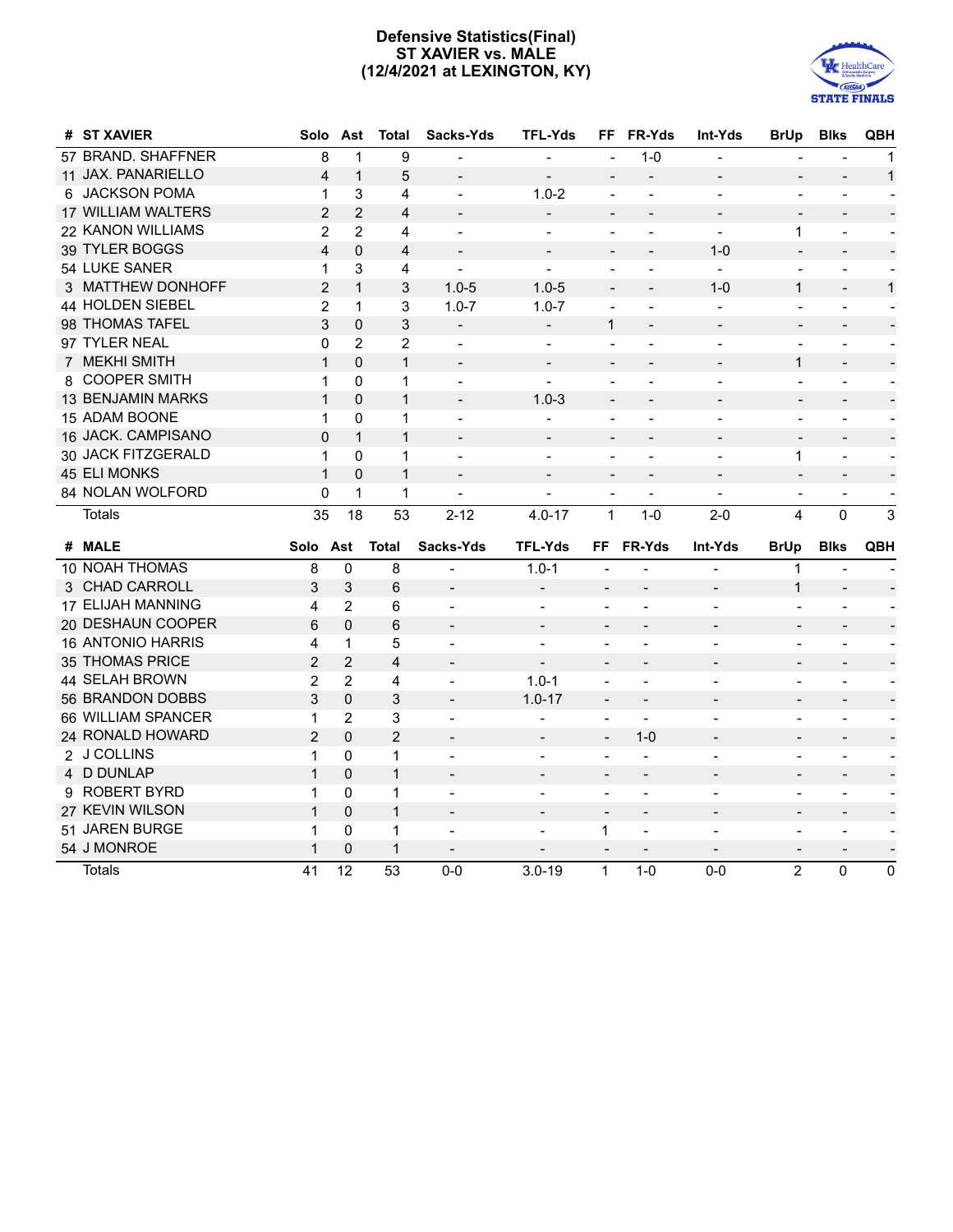# Defensive Statistics(Final)
## ST XAVIER vs. MALE
## (12/4/2021 at LEXINGTON, KY)

| # | ST XAVIER | Solo | Ast | Total | Sacks-Yds | TFL-Yds | FF | FR-Yds | Int-Yds | BrUp | Blks | QBH |
|---|---|---|---|---|---|---|---|---|---|---|---|---|
| 57 | BRAND. SHAFFNER | 8 | 1 | 9 | - | - | - | 1-0 | - | - | - | 1 |
| 11 | JAX. PANARIELLO | 4 | 1 | 5 | - | - | - | - | - | - | - | 1 |
| 6 | JACKSON POMA | 1 | 3 | 4 | - | 1.0-2 | - | - | - | - | - | - |
| 17 | WILLIAM WALTERS | 2 | 2 | 4 | - | - | - | - | - | - | - | - |
| 22 | KANON WILLIAMS | 2 | 2 | 4 | - | - | - | - | - | 1 | - | - |
| 39 | TYLER BOGGS | 4 | 0 | 4 | - | - | - | - | 1-0 | - | - | - |
| 54 | LUKE SANER | 1 | 3 | 4 | - | - | - | - | - | - | - | - |
| 3 | MATTHEW DONHOFF | 2 | 1 | 3 | 1.0-5 | 1.0-5 | - | - | 1-0 | 1 | - | 1 |
| 44 | HOLDEN SIEBEL | 2 | 1 | 3 | 1.0-7 | 1.0-7 | - | - | - | - | - | - |
| 98 | THOMAS TAFEL | 3 | 0 | 3 | - | - | 1 | - | - | - | - | - |
| 97 | TYLER NEAL | 0 | 2 | 2 | - | - | - | - | - | - | - | - |
| 7 | MEKHI SMITH | 1 | 0 | 1 | - | - | - | - | - | 1 | - | - |
| 8 | COOPER SMITH | 1 | 0 | 1 | - | - | - | - | - | - | - | - |
| 13 | BENJAMIN MARKS | 1 | 0 | 1 | - | 1.0-3 | - | - | - | - | - | - |
| 15 | ADAM BOONE | 1 | 0 | 1 | - | - | - | - | - | - | - | - |
| 16 | JACK. CAMPISANO | 0 | 1 | 1 | - | - | - | - | - | - | - | - |
| 30 | JACK FITZGERALD | 1 | 0 | 1 | - | - | - | - | - | 1 | - | - |
| 45 | ELI MONKS | 1 | 0 | 1 | - | - | - | - | - | - | - | - |
| 84 | NOLAN WOLFORD | 0 | 1 | 1 | - | - | - | - | - | - | - | - |
| | Totals | 35 | 18 | 53 | 2-12 | 4.0-17 | 1 | 1-0 | 2-0 | 4 | 0 | 3 |

| # | MALE | Solo | Ast | Total | Sacks-Yds | TFL-Yds | FF | FR-Yds | Int-Yds | BrUp | Blks | QBH |
|---|---|---|---|---|---|---|---|---|---|---|---|---|
| 10 | NOAH THOMAS | 8 | 0 | 8 | - | 1.0-1 | - | - | - | 1 | - | - |
| 3 | CHAD CARROLL | 3 | 3 | 6 | - | - | - | - | - | 1 | - | - |
| 17 | ELIJAH MANNING | 4 | 2 | 6 | - | - | - | - | - | - | - | - |
| 20 | DESHAUN COOPER | 6 | 0 | 6 | - | - | - | - | - | - | - | - |
| 16 | ANTONIO HARRIS | 4 | 1 | 5 | - | - | - | - | - | - | - | - |
| 35 | THOMAS PRICE | 2 | 2 | 4 | - | - | - | - | - | - | - | - |
| 44 | SELAH BROWN | 2 | 2 | 4 | - | 1.0-1 | - | - | - | - | - | - |
| 56 | BRANDON DOBBS | 3 | 0 | 3 | - | 1.0-17 | - | - | - | - | - | - |
| 66 | WILLIAM SPANCER | 1 | 2 | 3 | - | - | - | - | - | - | - | - |
| 24 | RONALD HOWARD | 2 | 0 | 2 | - | - | - | 1-0 | - | - | - | - |
| 2 | J COLLINS | 1 | 0 | 1 | - | - | - | - | - | - | - | - |
| 4 | D DUNLAP | 1 | 0 | 1 | - | - | - | - | - | - | - | - |
| 9 | ROBERT BYRD | 1 | 0 | 1 | - | - | - | - | - | - | - | - |
| 27 | KEVIN WILSON | 1 | 0 | 1 | - | - | - | - | - | - | - | - |
| 51 | JAREN BURGE | 1 | 0 | 1 | - | - | 1 | - | - | - | - | - |
| 54 | J MONROE | 1 | 0 | 1 | - | - | - | - | - | - | - | - |
| | Totals | 41 | 12 | 53 | 0-0 | 3.0-19 | 1 | 1-0 | 0-0 | 2 | 0 | 0 |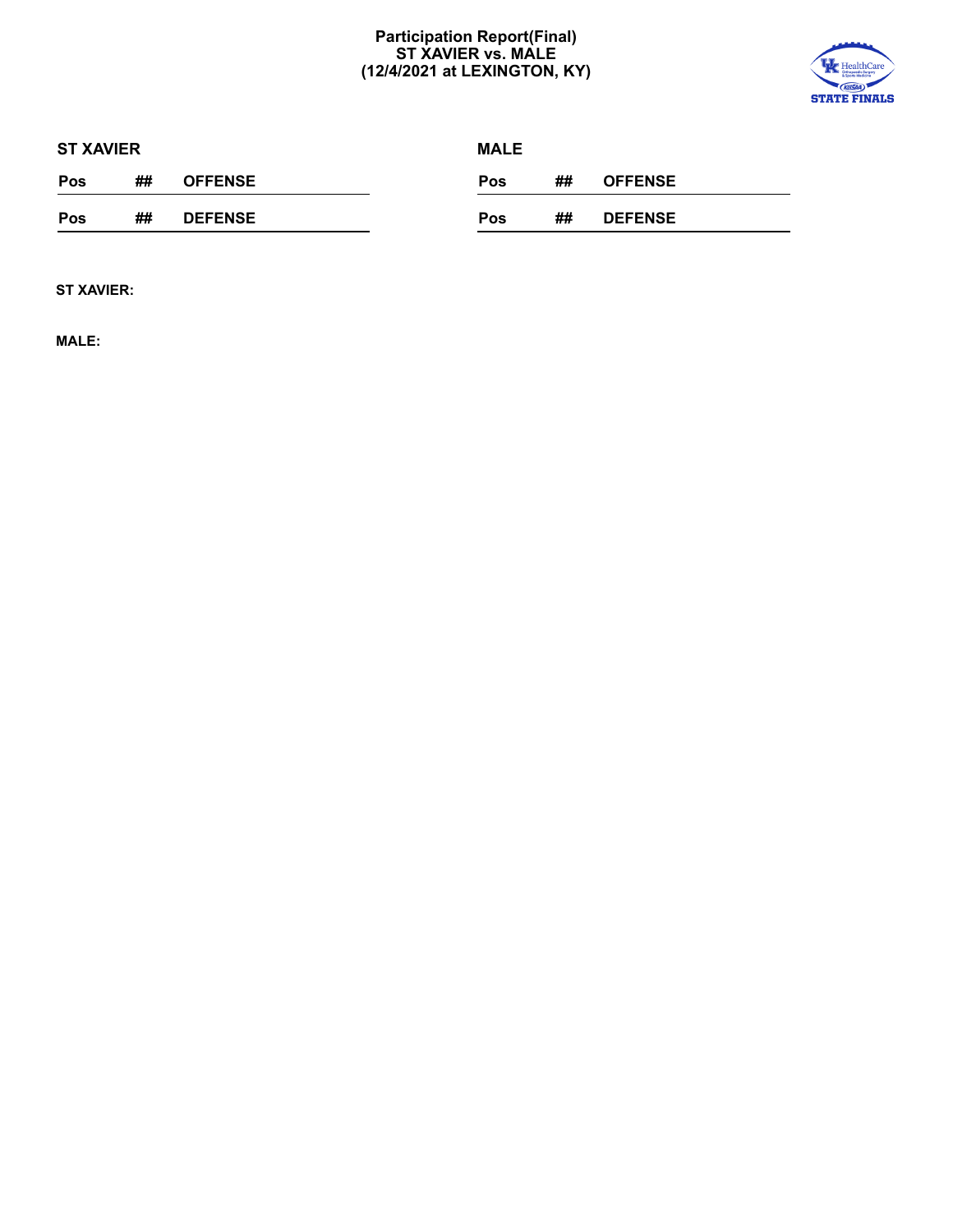# Participation Report(Final)
## ST XAVIER vs. MALE
## (12/4/2021 at LEXINGTON, KY)

**ST XAVIER**

| Pos | ## | OFFENSE |
|---|---|---|

| Pos | ## | DEFENSE |
|---|---|---|

**MALE**

| Pos | ## | OFFENSE |
|---|---|---|

| Pos | ## | DEFENSE |
|---|---|---|

**ST XAVIER:**

**MALE:**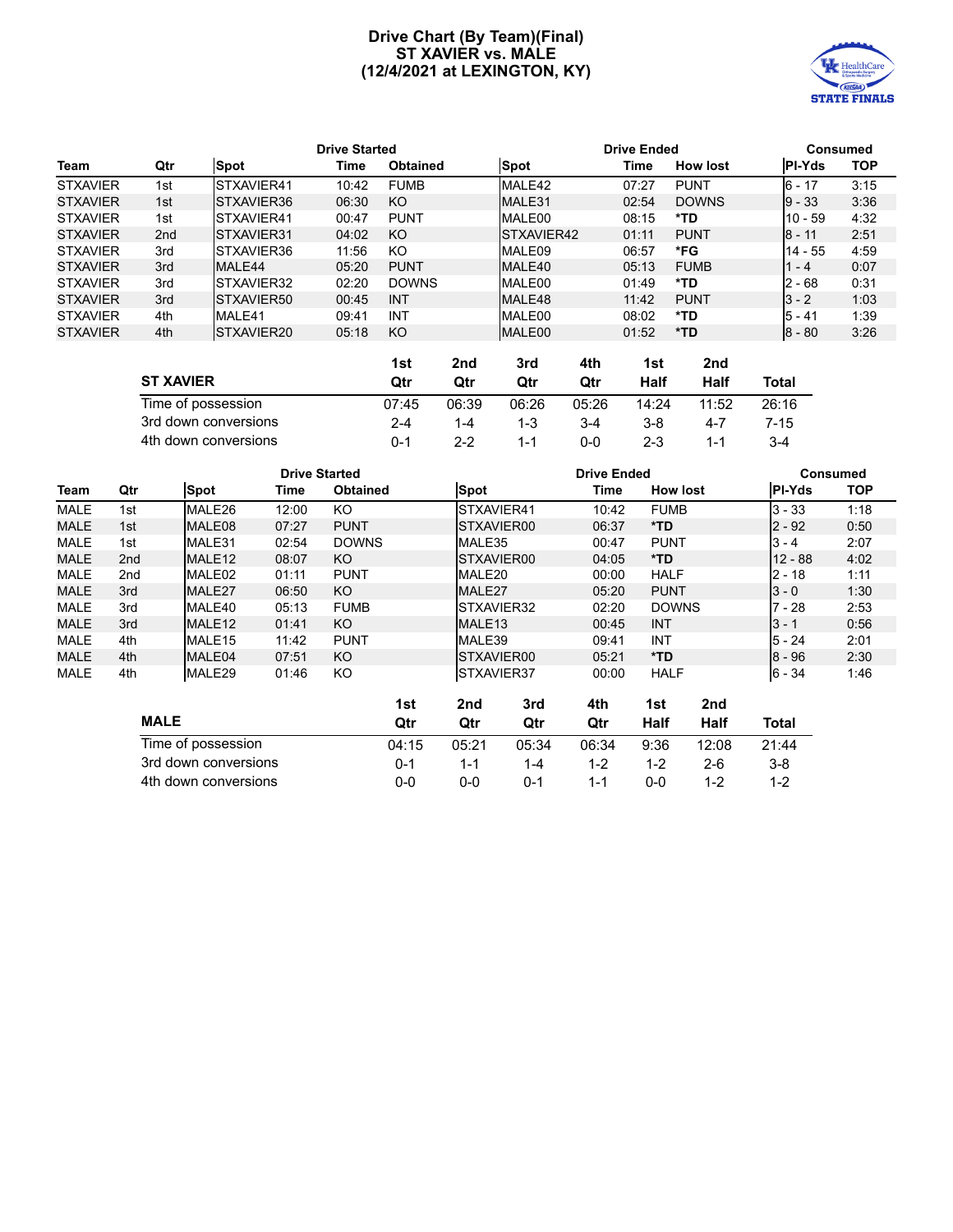# Drive Chart (By Team)(Final)
## ST XAVIER vs. MALE
## (12/4/2021 at LEXINGTON, KY)

| | | Drive Started | | | Drive Ended | | | Consumed | |
|---|---|---|---|---|---|---|---|---|---|
| **Team** | **Qtr** | **Spot** | **Time** | **Obtained** | **Spot** | **Time** | **How lost** | **Pl-Yds** | **TOP** |
| STXAVIER | 1st | STXAVIER41 | 10:42 | FUMB | MALE42 | 07:27 | PUNT | 6 - 17 | 3:15 |
| STXAVIER | 1st | STXAVIER36 | 06:30 | KO | MALE31 | 02:54 | DOWNS | 9 - 33 | 3:36 |
| STXAVIER | 1st | STXAVIER41 | 00:47 | PUNT | MALE00 | 08:15 | *TD | 10 - 59 | 4:32 |
| STXAVIER | 2nd | STXAVIER31 | 04:02 | KO | STXAVIER42 | 01:11 | PUNT | 8 - 11 | 2:51 |
| STXAVIER | 3rd | STXAVIER36 | 11:56 | KO | MALE09 | 06:57 | *FG | 14 - 55 | 4:59 |
| STXAVIER | 3rd | MALE44 | 05:20 | PUNT | MALE40 | 05:13 | FUMB | 1 - 4 | 0:07 |
| STXAVIER | 3rd | STXAVIER32 | 02:20 | DOWNS | MALE00 | 01:49 | *TD | 2 - 68 | 0:31 |
| STXAVIER | 3rd | STXAVIER50 | 00:45 | INT | MALE48 | 11:42 | PUNT | 3 - 2 | 1:03 |
| STXAVIER | 4th | MALE41 | 09:41 | INT | MALE00 | 08:02 | *TD | 5 - 41 | 1:39 |
| STXAVIER | 4th | STXAVIER20 | 05:18 | KO | MALE00 | 01:52 | *TD | 8 - 80 | 3:26 |

| ST XAVIER | 1st Qtr | 2nd Qtr | 3rd Qtr | 4th Qtr | 1st Half | 2nd Half | Total |
|---|---|---|---|---|---|---|---|
| Time of possession | 07:45 | 06:39 | 06:26 | 05:26 | 14:24 | 11:52 | 26:16 |
| 3rd down conversions | 2-4 | 1-4 | 1-3 | 3-4 | 3-8 | 4-7 | 7-15 |
| 4th down conversions | 0-1 | 2-2 | 1-1 | 0-0 | 2-3 | 1-1 | 3-4 |

| | | Drive Started | | | Drive Ended | | | Consumed | |
|---|---|---|---|---|---|---|---|---|---|
| **Team** | **Qtr** | **Spot** | **Time** | **Obtained** | **Spot** | **Time** | **How lost** | **Pl-Yds** | **TOP** |
| MALE | 1st | MALE26 | 12:00 | KO | STXAVIER41 | 10:42 | FUMB | 3 - 33 | 1:18 |
| MALE | 1st | MALE08 | 07:27 | PUNT | STXAVIER00 | 06:37 | *TD | 2 - 92 | 0:50 |
| MALE | 1st | MALE31 | 02:54 | DOWNS | MALE35 | 00:47 | PUNT | 3 - 4 | 2:07 |
| MALE | 2nd | MALE12 | 08:07 | KO | STXAVIER00 | 04:05 | *TD | 12 - 88 | 4:02 |
| MALE | 2nd | MALE02 | 01:11 | PUNT | MALE20 | 00:00 | HALF | 2 - 18 | 1:11 |
| MALE | 3rd | MALE27 | 06:50 | KO | MALE27 | 05:20 | PUNT | 3 - 0 | 1:30 |
| MALE | 3rd | MALE40 | 05:13 | FUMB | STXAVIER32 | 02:20 | DOWNS | 7 - 28 | 2:53 |
| MALE | 3rd | MALE12 | 01:41 | KO | MALE13 | 00:45 | INT | 3 - 1 | 0:56 |
| MALE | 4th | MALE15 | 11:42 | PUNT | MALE39 | 09:41 | INT | 5 - 24 | 2:01 |
| MALE | 4th | MALE04 | 07:51 | KO | STXAVIER00 | 05:21 | *TD | 8 - 96 | 2:30 |
| MALE | 4th | MALE29 | 01:46 | KO | STXAVIER37 | 00:00 | HALF | 6 - 34 | 1:46 |

| MALE | 1st Qtr | 2nd Qtr | 3rd Qtr | 4th Qtr | 1st Half | 2nd Half | Total |
|---|---|---|---|---|---|---|---|
| Time of possession | 04:15 | 05:21 | 05:34 | 06:34 | 9:36 | 12:08 | 21:44 |
| 3rd down conversions | 0-1 | 1-1 | 1-4 | 1-2 | 1-2 | 2-6 | 3-8 |
| 4th down conversions | 0-0 | 0-0 | 0-1 | 1-1 | 0-0 | 1-2 | 1-2 |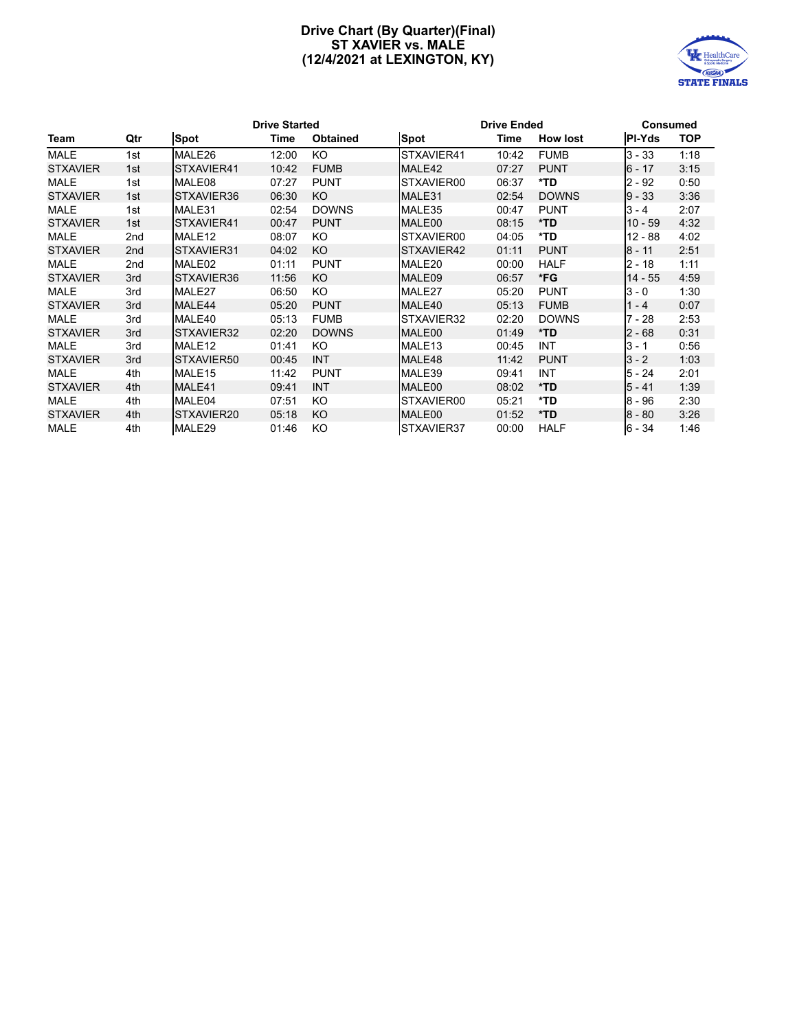# Drive Chart (By Quarter)(Final)
## ST XAVIER vs. MALE
## (12/4/2021 at LEXINGTON, KY)

| | | Drive Started | | | Drive Ended | | | Consumed | |
|---|---|---|---|---|---|---|---|---|---|
| **Team** | **Qtr** | **Spot** | **Time** | **Obtained** | **Spot** | **Time** | **How lost** | **Pl-Yds** | **TOP** |
| MALE | 1st | MALE26 | 12:00 | KO | STXAVIER41 | 10:42 | FUMB | 3 - 33 | 1:18 |
| STXAVIER | 1st | STXAVIER41 | 10:42 | FUMB | MALE42 | 07:27 | PUNT | 6 - 17 | 3:15 |
| MALE | 1st | MALE08 | 07:27 | PUNT | STXAVIER00 | 06:37 | **\*TD** | 2 - 92 | 0:50 |
| STXAVIER | 1st | STXAVIER36 | 06:30 | KO | MALE31 | 02:54 | DOWNS | 9 - 33 | 3:36 |
| MALE | 1st | MALE31 | 02:54 | DOWNS | MALE35 | 00:47 | PUNT | 3 - 4 | 2:07 |
| STXAVIER | 1st | STXAVIER41 | 00:47 | PUNT | MALE00 | 08:15 | **\*TD** | 10 - 59 | 4:32 |
| MALE | 2nd | MALE12 | 08:07 | KO | STXAVIER00 | 04:05 | **\*TD** | 12 - 88 | 4:02 |
| STXAVIER | 2nd | STXAVIER31 | 04:02 | KO | STXAVIER42 | 01:11 | PUNT | 8 - 11 | 2:51 |
| MALE | 2nd | MALE02 | 01:11 | PUNT | MALE20 | 00:00 | HALF | 2 - 18 | 1:11 |
| STXAVIER | 3rd | STXAVIER36 | 11:56 | KO | MALE09 | 06:57 | **\*FG** | 14 - 55 | 4:59 |
| MALE | 3rd | MALE27 | 06:50 | KO | MALE27 | 05:20 | PUNT | 3 - 0 | 1:30 |
| STXAVIER | 3rd | MALE44 | 05:20 | PUNT | MALE40 | 05:13 | FUMB | 1 - 4 | 0:07 |
| MALE | 3rd | MALE40 | 05:13 | FUMB | STXAVIER32 | 02:20 | DOWNS | 7 - 28 | 2:53 |
| STXAVIER | 3rd | STXAVIER32 | 02:20 | DOWNS | MALE00 | 01:49 | **\*TD** | 2 - 68 | 0:31 |
| MALE | 3rd | MALE12 | 01:41 | KO | MALE13 | 00:45 | INT | 3 - 1 | 0:56 |
| STXAVIER | 3rd | STXAVIER50 | 00:45 | INT | MALE48 | 11:42 | PUNT | 3 - 2 | 1:03 |
| MALE | 4th | MALE15 | 11:42 | PUNT | MALE39 | 09:41 | INT | 5 - 24 | 2:01 |
| STXAVIER | 4th | MALE41 | 09:41 | INT | MALE00 | 08:02 | **\*TD** | 5 - 41 | 1:39 |
| MALE | 4th | MALE04 | 07:51 | KO | STXAVIER00 | 05:21 | **\*TD** | 8 - 96 | 2:30 |
| STXAVIER | 4th | STXAVIER20 | 05:18 | KO | MALE00 | 01:52 | **\*TD** | 8 - 80 | 3:26 |
| MALE | 4th | MALE29 | 01:46 | KO | STXAVIER37 | 00:00 | HALF | 6 - 34 | 1:46 |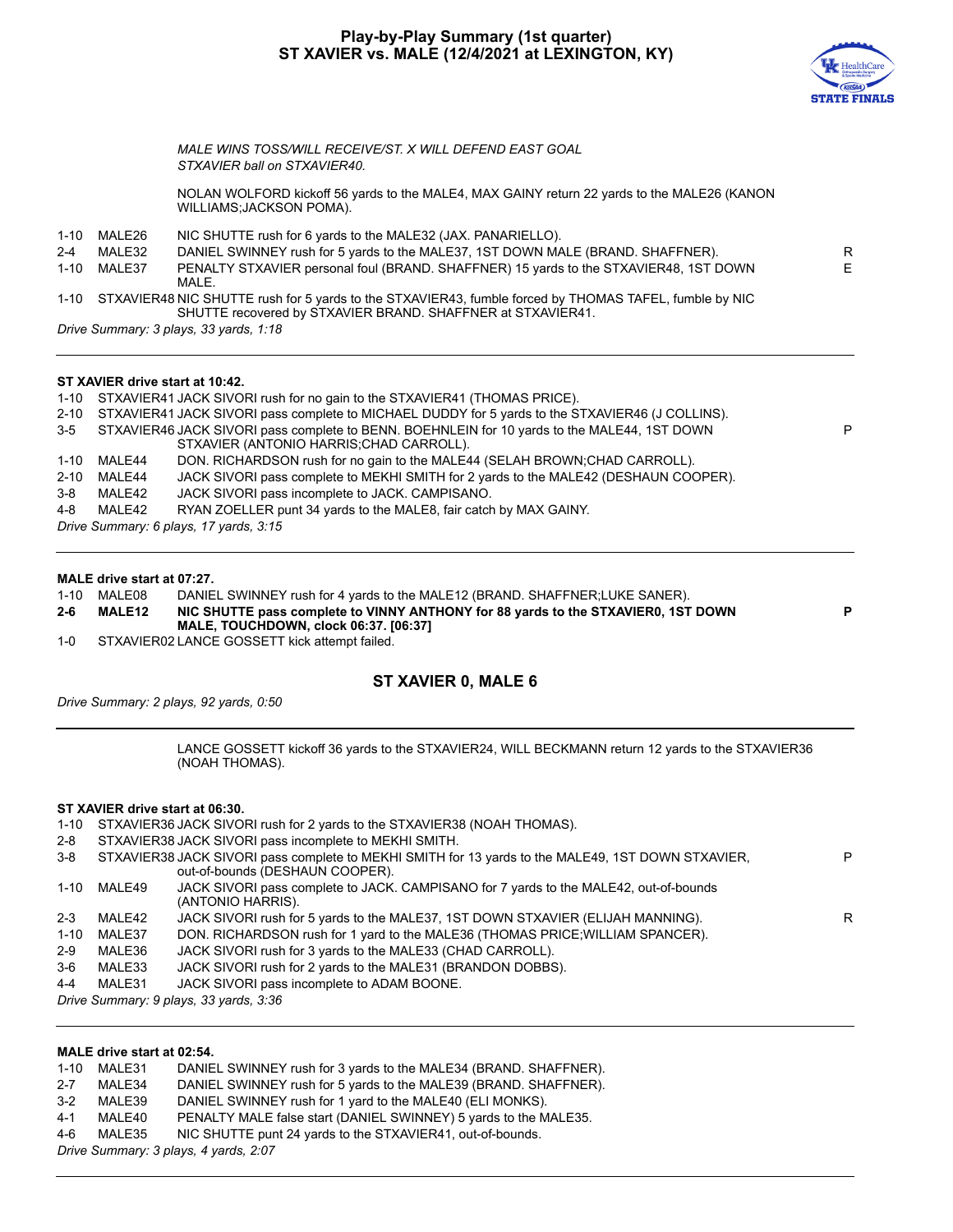# Play-by-Play Summary (1st quarter)
## ST XAVIER vs. MALE (12/4/2021 at LEXINGTON, KY)

*MALE WINS TOSS/WILL RECEIVE/ST. X WILL DEFEND EAST GOAL*
*STXAVIER ball on STXAVIER40.*

NOLAN WOLFORD kickoff 56 yards to the MALE4, MAX GAINY return 22 yards to the MALE26 (KANON WILLIAMS;JACKSON POMA).

| Down | Spot | Play | |
|---|---|---|---|
| 1-10 | MALE26 | NIC SHUTTE rush for 6 yards to the MALE32 (JAX. PANARIELLO). | |
| 2-4 | MALE32 | DANIEL SWINNEY rush for 5 yards to the MALE37, 1ST DOWN MALE (BRAND. SHAFFNER). | R |
| 1-10 | MALE37 | PENALTY STXAVIER personal foul (BRAND. SHAFFNER) 15 yards to the STXAVIER48, 1ST DOWN MALE. | E |
| 1-10 | STXAVIER48 | NIC SHUTTE rush for 5 yards to the STXAVIER43, fumble forced by THOMAS TAFEL, fumble by NIC SHUTTE recovered by STXAVIER BRAND. SHAFFNER at STXAVIER41. | |

*Drive Summary: 3 plays, 33 yards, 1:18*

---

**ST XAVIER drive start at 10:42.**

| Down | Spot | Play | |
|---|---|---|---|
| 1-10 | STXAVIER41 | JACK SIVORI rush for no gain to the STXAVIER41 (THOMAS PRICE). | |
| 2-10 | STXAVIER41 | JACK SIVORI pass complete to MICHAEL DUDDY for 5 yards to the STXAVIER46 (J COLLINS). | |
| 3-5 | STXAVIER46 | JACK SIVORI pass complete to BENN. BOEHNLEIN for 10 yards to the MALE44, 1ST DOWN STXAVIER (ANTONIO HARRIS;CHAD CARROLL). | P |
| 1-10 | MALE44 | DON. RICHARDSON rush for no gain to the MALE44 (SELAH BROWN;CHAD CARROLL). | |
| 2-10 | MALE44 | JACK SIVORI pass complete to MEKHI SMITH for 2 yards to the MALE42 (DESHAUN COOPER). | |
| 3-8 | MALE42 | JACK SIVORI pass incomplete to JACK. CAMPISANO. | |
| 4-8 | MALE42 | RYAN ZOELLER punt 34 yards to the MALE8, fair catch by MAX GAINY. | |

*Drive Summary: 6 plays, 17 yards, 3:15*

---

**MALE drive start at 07:27.**

| Down | Spot | Play | |
|---|---|---|---|
| 1-10 | MALE08 | DANIEL SWINNEY rush for 4 yards to the MALE12 (BRAND. SHAFFNER;LUKE SANER). | |
| **2-6** | **MALE12** | **NIC SHUTTE pass complete to VINNY ANTHONY for 88 yards to the STXAVIER0, 1ST DOWN MALE, TOUCHDOWN, clock 06:37. [06:37]** | **P** |
| 1-0 | STXAVIER02 | LANCE GOSSETT kick attempt failed. | |

**ST XAVIER 0, MALE 6**

*Drive Summary: 2 plays, 92 yards, 0:50*

---

LANCE GOSSETT kickoff 36 yards to the STXAVIER24, WILL BECKMANN return 12 yards to the STXAVIER36 (NOAH THOMAS).

**ST XAVIER drive start at 06:30.**

| Down | Spot | Play | |
|---|---|---|---|
| 1-10 | STXAVIER36 | JACK SIVORI rush for 2 yards to the STXAVIER38 (NOAH THOMAS). | |
| 2-8 | STXAVIER38 | JACK SIVORI pass incomplete to MEKHI SMITH. | |
| 3-8 | STXAVIER38 | JACK SIVORI pass complete to MEKHI SMITH for 13 yards to the MALE49, 1ST DOWN STXAVIER, out-of-bounds (DESHAUN COOPER). | P |
| 1-10 | MALE49 | JACK SIVORI pass complete to JACK. CAMPISANO for 7 yards to the MALE42, out-of-bounds (ANTONIO HARRIS). | |
| 2-3 | MALE42 | JACK SIVORI rush for 5 yards to the MALE37, 1ST DOWN STXAVIER (ELIJAH MANNING). | R |
| 1-10 | MALE37 | DON. RICHARDSON rush for 1 yard to the MALE36 (THOMAS PRICE;WILLIAM SPANCER). | |
| 2-9 | MALE36 | JACK SIVORI rush for 3 yards to the MALE33 (CHAD CARROLL). | |
| 3-6 | MALE33 | JACK SIVORI rush for 2 yards to the MALE31 (BRANDON DOBBS). | |
| 4-4 | MALE31 | JACK SIVORI pass incomplete to ADAM BOONE. | |

*Drive Summary: 9 plays, 33 yards, 3:36*

---

**MALE drive start at 02:54.**

| Down | Spot | Play | |
|---|---|---|---|
| 1-10 | MALE31 | DANIEL SWINNEY rush for 3 yards to the MALE34 (BRAND. SHAFFNER). | |
| 2-7 | MALE34 | DANIEL SWINNEY rush for 5 yards to the MALE39 (BRAND. SHAFFNER). | |
| 3-2 | MALE39 | DANIEL SWINNEY rush for 1 yard to the MALE40 (ELI MONKS). | |
| 4-1 | MALE40 | PENALTY MALE false start (DANIEL SWINNEY) 5 yards to the MALE35. | |
| 4-6 | MALE35 | NIC SHUTTE punt 24 yards to the STXAVIER41, out-of-bounds. | |

*Drive Summary: 3 plays, 4 yards, 2:07*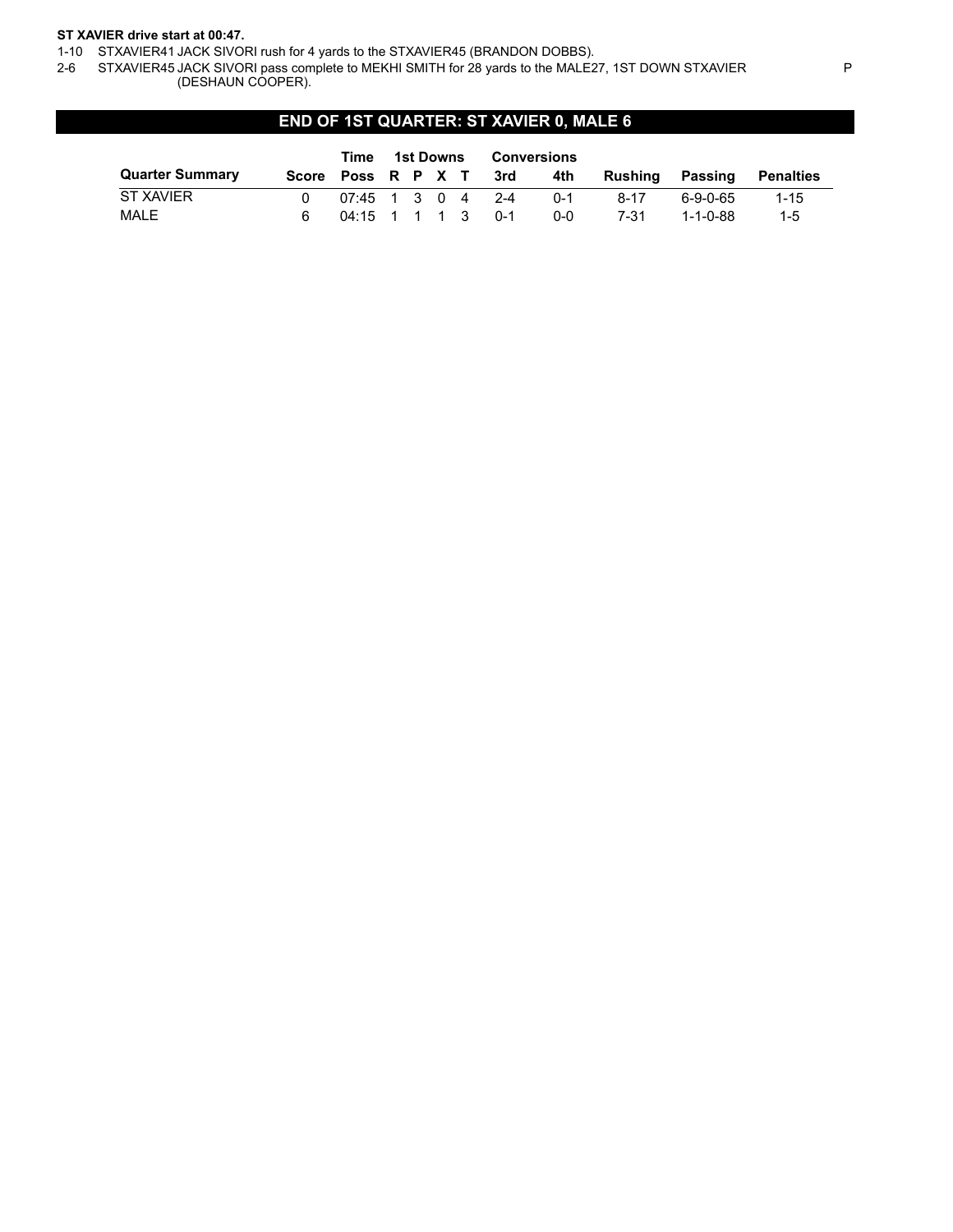**ST XAVIER drive start at 00:47.**

1-10 STXAVIER41 JACK SIVORI rush for 4 yards to the STXAVIER45 (BRANDON DOBBS).

2-6 STXAVIER45 JACK SIVORI pass complete to MEKHI SMITH for 28 yards to the MALE27, 1ST DOWN STXAVIER (DESHAUN COOPER). P

## END OF 1ST QUARTER: ST XAVIER 0, MALE 6

| | | Time | 1st Downs | | | | Conversions | | | | |
|---|---|---|---|---|---|---|---|---|---|---|---|
| **Quarter Summary** | **Score** | **Poss** | **R** | **P** | **X** | **T** | **3rd** | **4th** | **Rushing** | **Passing** | **Penalties** |
| ST XAVIER | 0 | 07:45 | 1 | 3 | 0 | 4 | 2-4 | 0-1 | 8-17 | 6-9-0-65 | 1-15 |
| MALE | 6 | 04:15 | 1 | 1 | 1 | 3 | 0-1 | 0-0 | 7-31 | 1-1-0-88 | 1-5 |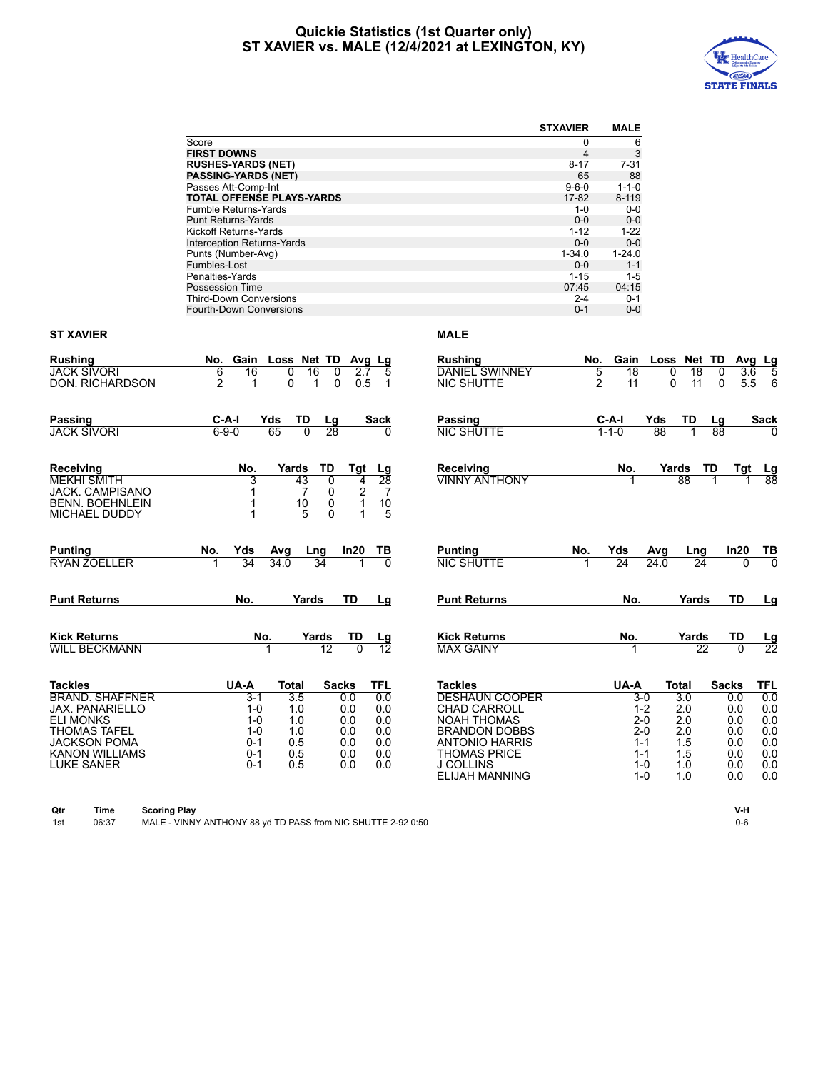# Quickie Statistics (1st Quarter only)
# ST XAVIER vs. MALE (12/4/2021 at LEXINGTON, KY)

| | STXAVIER | MALE |
|---|---|---|
| Score | 0 | 6 |
| **FIRST DOWNS** | 4 | 3 |
| **RUSHES-YARDS (NET)** | 8-17 | 7-31 |
| **PASSING-YARDS (NET)** | 65 | 88 |
| Passes Att-Comp-Int | 9-6-0 | 1-1-0 |
| **TOTAL OFFENSE PLAYS-YARDS** | 17-82 | 8-119 |
| Fumble Returns-Yards | 1-0 | 0-0 |
| Punt Returns-Yards | 0-0 | 0-0 |
| Kickoff Returns-Yards | 1-12 | 1-22 |
| Interception Returns-Yards | 0-0 | 0-0 |
| Punts (Number-Avg) | 1-34.0 | 1-24.0 |
| Fumbles-Lost | 0-0 | 1-1 |
| Penalties-Yards | 1-15 | 1-5 |
| Possession Time | 07:45 | 04:15 |
| Third-Down Conversions | 2-4 | 0-1 |
| Fourth-Down Conversions | 0-1 | 0-0 |

## ST XAVIER

| Rushing | No. | Gain | Loss | Net | TD | Avg | Lg |
|---|---|---|---|---|---|---|---|
| JACK SIVORI | 6 | 16 | 0 | 16 | 0 | 2.7 | 5 |
| DON. RICHARDSON | 2 | 1 | 0 | 1 | 0 | 0.5 | 1 |

| Passing | C-A-I | Yds | TD | Lg | Sack |
|---|---|---|---|---|---|
| JACK SIVORI | 6-9-0 | 65 | 0 | 28 | 0 |

| Receiving | No. | Yards | TD | Tgt | Lg |
|---|---|---|---|---|---|
| MEKHI SMITH | 3 | 43 | 0 | 4 | 28 |
| JACK. CAMPISANO | 1 | 7 | 0 | 2 | 7 |
| BENN. BOEHNLEIN | 1 | 10 | 0 | 1 | 10 |
| MICHAEL DUDDY | 1 | 5 | 0 | 1 | 5 |

| Punting | No. | Yds | Avg | Lng | In20 | TB |
|---|---|---|---|---|---|---|
| RYAN ZOELLER | 1 | 34 | 34.0 | 34 | 1 | 0 |

| Punt Returns | No. | Yards | TD | Lg |
|---|---|---|---|---|

| Kick Returns | No. | Yards | TD | Lg |
|---|---|---|---|---|
| WILL BECKMANN | 1 | 12 | 0 | 12 |

| Tackles | UA-A | Total | Sacks | TFL |
|---|---|---|---|---|
| BRAND. SHAFFNER | 3-1 | 3.5 | 0.0 | 0.0 |
| JAX. PANARIELLO | 1-0 | 1.0 | 0.0 | 0.0 |
| ELI MONKS | 1-0 | 1.0 | 0.0 | 0.0 |
| THOMAS TAFEL | 1-0 | 1.0 | 0.0 | 0.0 |
| JACKSON POMA | 0-1 | 0.5 | 0.0 | 0.0 |
| KANON WILLIAMS | 0-1 | 0.5 | 0.0 | 0.0 |
| LUKE SANER | 0-1 | 0.5 | 0.0 | 0.0 |

## MALE

| Rushing | No. | Gain | Loss | Net | TD | Avg | Lg |
|---|---|---|---|---|---|---|---|
| DANIEL SWINNEY | 5 | 18 | 0 | 18 | 0 | 3.6 | 5 |
| NIC SHUTTE | 2 | 11 | 0 | 11 | 0 | 5.5 | 6 |

| Passing | C-A-I | Yds | TD | Lg | Sack |
|---|---|---|---|---|---|
| NIC SHUTTE | 1-1-0 | 88 | 1 | 88 | 0 |

| Receiving | No. | Yards | TD | Tgt | Lg |
|---|---|---|---|---|---|
| VINNY ANTHONY | 1 | 88 | 1 | 1 | 88 |

| Punting | No. | Yds | Avg | Lng | In20 | TB |
|---|---|---|---|---|---|---|
| NIC SHUTTE | 1 | 24 | 24.0 | 24 | 0 | 0 |

| Punt Returns | No. | Yards | TD | Lg |
|---|---|---|---|---|

| Kick Returns | No. | Yards | TD | Lg |
|---|---|---|---|---|
| MAX GAINY | 1 | 22 | 0 | 22 |

| Tackles | UA-A | Total | Sacks | TFL |
|---|---|---|---|---|
| DESHAUN COOPER | 3-0 | 3.0 | 0.0 | 0.0 |
| CHAD CARROLL | 1-2 | 2.0 | 0.0 | 0.0 |
| NOAH THOMAS | 2-0 | 2.0 | 0.0 | 0.0 |
| BRANDON DOBBS | 2-0 | 2.0 | 0.0 | 0.0 |
| ANTONIO HARRIS | 1-1 | 1.5 | 0.0 | 0.0 |
| THOMAS PRICE | 1-1 | 1.5 | 0.0 | 0.0 |
| J COLLINS | 1-0 | 1.0 | 0.0 | 0.0 |
| ELIJAH MANNING | 1-0 | 1.0 | 0.0 | 0.0 |

| Qtr | Time | Scoring Play | V-H |
|---|---|---|---|
| 1st | 06:37 | MALE - VINNY ANTHONY 88 yd TD PASS from NIC SHUTTE 2-92 0:50 | 0-6 |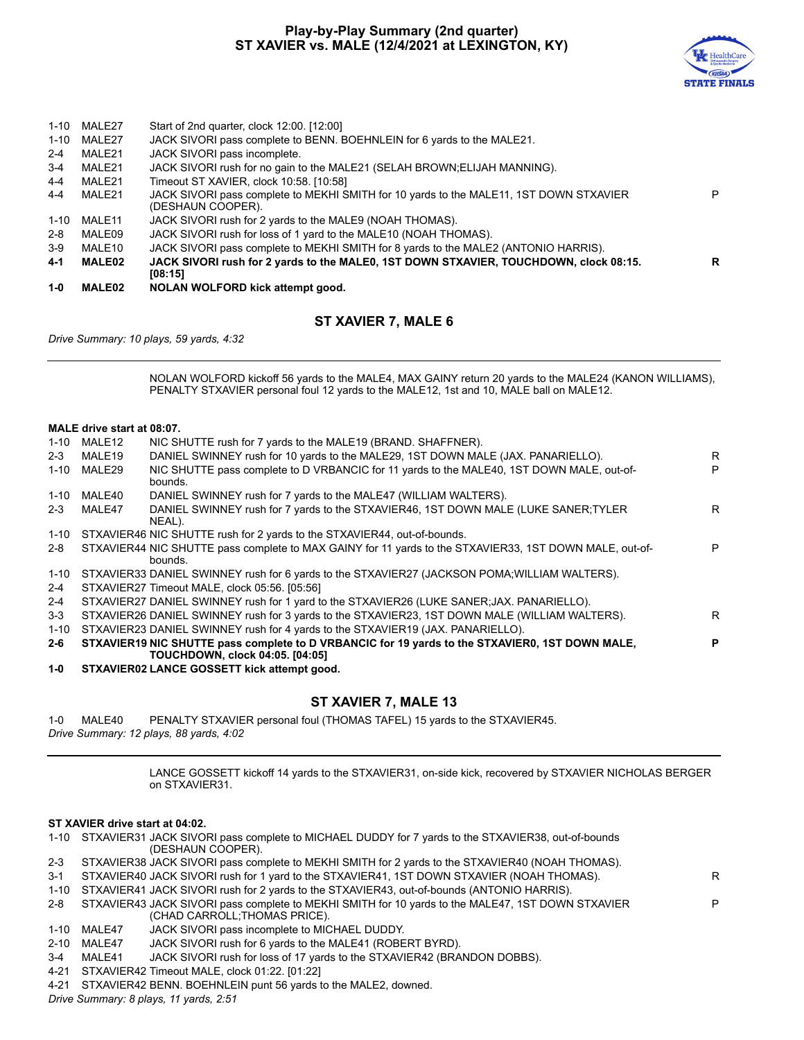# Play-by-Play Summary (2nd quarter)
## ST XAVIER vs. MALE (12/4/2021 at LEXINGTON, KY)

| Down | Spot | Play | |
|---|---|---|---|
| 1-10 | MALE27 | Start of 2nd quarter, clock 12:00. [12:00] | |
| 1-10 | MALE27 | JACK SIVORI pass complete to BENN. BOEHNLEIN for 6 yards to the MALE21. | |
| 2-4 | MALE21 | JACK SIVORI pass incomplete. | |
| 3-4 | MALE21 | JACK SIVORI rush for no gain to the MALE21 (SELAH BROWN;ELIJAH MANNING). | |
| 4-4 | MALE21 | Timeout ST XAVIER, clock 10:58. [10:58] | |
| 4-4 | MALE21 | JACK SIVORI pass complete to MEKHI SMITH for 10 yards to the MALE11, 1ST DOWN STXAVIER (DESHAUN COOPER). | P |
| 1-10 | MALE11 | JACK SIVORI rush for 2 yards to the MALE9 (NOAH THOMAS). | |
| 2-8 | MALE09 | JACK SIVORI rush for loss of 1 yard to the MALE10 (NOAH THOMAS). | |
| 3-9 | MALE10 | JACK SIVORI pass complete to MEKHI SMITH for 8 yards to the MALE2 (ANTONIO HARRIS). | |
| **4-1** | **MALE02** | **JACK SIVORI rush for 2 yards to the MALE0, 1ST DOWN STXAVIER, TOUCHDOWN, clock 08:15. [08:15]** | **R** |
| **1-0** | **MALE02** | **NOLAN WOLFORD kick attempt good.** | |

### ST XAVIER 7, MALE 6

*Drive Summary: 10 plays, 59 yards, 4:32*

---

NOLAN WOLFORD kickoff 56 yards to the MALE4, MAX GAINY return 20 yards to the MALE24 (KANON WILLIAMS), PENALTY STXAVIER personal foul 12 yards to the MALE12, 1st and 10, MALE ball on MALE12.

**MALE drive start at 08:07.**

| Down | Spot | Play | |
|---|---|---|---|
| 1-10 | MALE12 | NIC SHUTTE rush for 7 yards to the MALE19 (BRAND. SHAFFNER). | |
| 2-3 | MALE19 | DANIEL SWINNEY rush for 10 yards to the MALE29, 1ST DOWN MALE (JAX. PANARIELLO). | R |
| 1-10 | MALE29 | NIC SHUTTE pass complete to D VRBANCIC for 11 yards to the MALE40, 1ST DOWN MALE, out-of-bounds. | P |
| 1-10 | MALE40 | DANIEL SWINNEY rush for 7 yards to the MALE47 (WILLIAM WALTERS). | |
| 2-3 | MALE47 | DANIEL SWINNEY rush for 7 yards to the STXAVIER46, 1ST DOWN MALE (LUKE SANER;TYLER NEAL). | R |
| 1-10 | STXAVIER46 | NIC SHUTTE rush for 2 yards to the STXAVIER44, out-of-bounds. | |
| 2-8 | STXAVIER44 | NIC SHUTTE pass complete to MAX GAINY for 11 yards to the STXAVIER33, 1ST DOWN MALE, out-of-bounds. | P |
| 1-10 | STXAVIER33 | DANIEL SWINNEY rush for 6 yards to the STXAVIER27 (JACKSON POMA;WILLIAM WALTERS). | |
| 2-4 | STXAVIER27 | Timeout MALE, clock 05:56. [05:56] | |
| 2-4 | STXAVIER27 | DANIEL SWINNEY rush for 1 yard to the STXAVIER26 (LUKE SANER;JAX. PANARIELLO). | |
| 3-3 | STXAVIER26 | DANIEL SWINNEY rush for 3 yards to the STXAVIER23, 1ST DOWN MALE (WILLIAM WALTERS). | R |
| 1-10 | STXAVIER23 | DANIEL SWINNEY rush for 4 yards to the STXAVIER19 (JAX. PANARIELLO). | |
| **2-6** | **STXAVIER19** | **NIC SHUTTE pass complete to D VRBANCIC for 19 yards to the STXAVIER0, 1ST DOWN MALE, TOUCHDOWN, clock 04:05. [04:05]** | **P** |
| **1-0** | **STXAVIER02** | **LANCE GOSSETT kick attempt good.** | |

### ST XAVIER 7, MALE 13

| Down | Spot | Play |
|---|---|---|
| 1-0 | MALE40 | PENALTY STXAVIER personal foul (THOMAS TAFEL) 15 yards to the STXAVIER45. |

*Drive Summary: 12 plays, 88 yards, 4:02*

---

LANCE GOSSETT kickoff 14 yards to the STXAVIER31, on-side kick, recovered by STXAVIER NICHOLAS BERGER on STXAVIER31.

**ST XAVIER drive start at 04:02.**

| Down | Spot | Play | |
|---|---|---|---|
| 1-10 | STXAVIER31 | JACK SIVORI pass complete to MICHAEL DUDDY for 7 yards to the STXAVIER38, out-of-bounds (DESHAUN COOPER). | |
| 2-3 | STXAVIER38 | JACK SIVORI pass complete to MEKHI SMITH for 2 yards to the STXAVIER40 (NOAH THOMAS). | |
| 3-1 | STXAVIER40 | JACK SIVORI rush for 1 yard to the STXAVIER41, 1ST DOWN STXAVIER (NOAH THOMAS). | R |
| 1-10 | STXAVIER41 | JACK SIVORI rush for 2 yards to the STXAVIER43, out-of-bounds (ANTONIO HARRIS). | |
| 2-8 | STXAVIER43 | JACK SIVORI pass complete to MEKHI SMITH for 10 yards to the MALE47, 1ST DOWN STXAVIER (CHAD CARROLL;THOMAS PRICE). | P |
| 1-10 | MALE47 | JACK SIVORI pass incomplete to MICHAEL DUDDY. | |
| 2-10 | MALE47 | JACK SIVORI rush for 6 yards to the MALE41 (ROBERT BYRD). | |
| 3-4 | MALE41 | JACK SIVORI rush for loss of 17 yards to the STXAVIER42 (BRANDON DOBBS). | |
| 4-21 | STXAVIER42 | Timeout MALE, clock 01:22. [01:22] | |
| 4-21 | STXAVIER42 | BENN. BOEHNLEIN punt 56 yards to the MALE2, downed. | |

*Drive Summary: 8 plays, 11 yards, 2:51*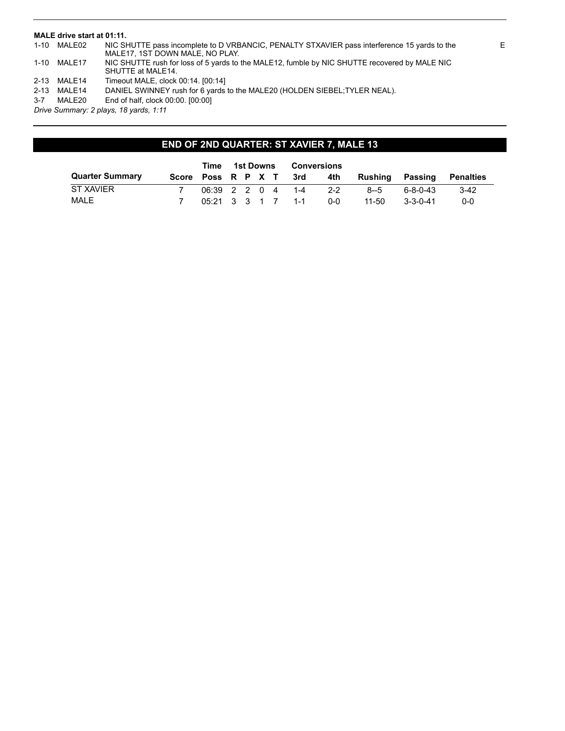**MALE drive start at 01:11.**

| | | | |
|---|---|---|---|
| 1-10 | MALE02 | NIC SHUTTE pass incomplete to D VRBANCIC, PENALTY STXAVIER pass interference 15 yards to the MALE17, 1ST DOWN MALE, NO PLAY. | E |
| 1-10 | MALE17 | NIC SHUTTE rush for loss of 5 yards to the MALE12, fumble by NIC SHUTTE recovered by MALE NIC SHUTTE at MALE14. | |
| 2-13 | MALE14 | Timeout MALE, clock 00:14. [00:14] | |
| 2-13 | MALE14 | DANIEL SWINNEY rush for 6 yards to the MALE20 (HOLDEN SIEBEL;TYLER NEAL). | |
| 3-7 | MALE20 | End of half, clock 00:00. [00:00] | |

*Drive Summary: 2 plays, 18 yards, 1:11*

## END OF 2ND QUARTER: ST XAVIER 7, MALE 13

| | | Time | 1st Downs | | | | Conversions | | | | |
|---|---|---|---|---|---|---|---|---|---|---|---|
| **Quarter Summary** | **Score** | **Poss** | **R** | **P** | **X** | **T** | **3rd** | **4th** | **Rushing** | **Passing** | **Penalties** |
| ST XAVIER | 7 | 06:39 | 2 | 2 | 0 | 4 | 1-4 | 2-2 | 8--5 | 6-8-0-43 | 3-42 |
| MALE | 7 | 05:21 | 3 | 3 | 1 | 7 | 1-1 | 0-0 | 11-50 | 3-3-0-41 | 0-0 |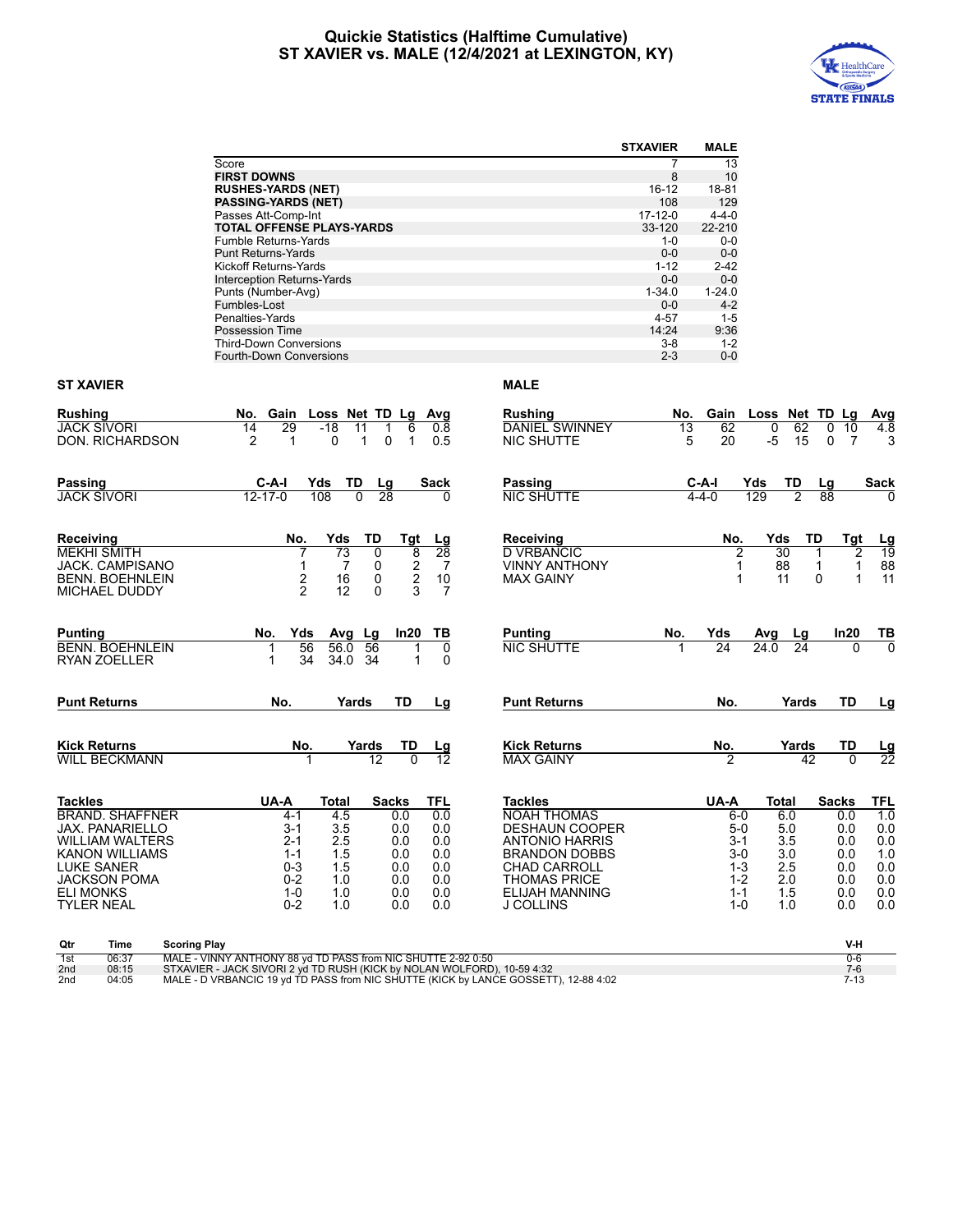# Quickie Statistics (Halftime Cumulative)
## ST XAVIER vs. MALE (12/4/2021 at LEXINGTON, KY)

| | STXAVIER | MALE |
|---|---|---|
| Score | 7 | 13 |
| **FIRST DOWNS** | 8 | 10 |
| **RUSHES-YARDS (NET)** | 16-12 | 18-81 |
| **PASSING-YARDS (NET)** | 108 | 129 |
| Passes Att-Comp-Int | 17-12-0 | 4-4-0 |
| **TOTAL OFFENSE PLAYS-YARDS** | 33-120 | 22-210 |
| Fumble Returns-Yards | 1-0 | 0-0 |
| Punt Returns-Yards | 0-0 | 0-0 |
| Kickoff Returns-Yards | 1-12 | 2-42 |
| Interception Returns-Yards | 0-0 | 0-0 |
| Punts (Number-Avg) | 1-34.0 | 1-24.0 |
| Fumbles-Lost | 0-0 | 4-2 |
| Penalties-Yards | 4-57 | 1-5 |
| Possession Time | 14:24 | 9:36 |
| Third-Down Conversions | 3-8 | 1-2 |
| Fourth-Down Conversions | 2-3 | 0-0 |

### ST XAVIER

| Rushing | No. | Gain | Loss | Net | TD | Lg | Avg |
|---|---|---|---|---|---|---|---|
| JACK SIVORI | 14 | 29 | -18 | 11 | 1 | 6 | 0.8 |
| DON. RICHARDSON | 2 | 1 | 0 | 1 | 0 | 1 | 0.5 |

| Passing | C-A-I | Yds | TD | Lg | Sack |
|---|---|---|---|---|---|
| JACK SIVORI | 12-17-0 | 108 | 0 | 28 | 0 |

| Receiving | No. | Yds | TD | Tgt | Lg |
|---|---|---|---|---|---|
| MEKHI SMITH | 7 | 73 | 0 | 8 | 28 |
| JACK. CAMPISANO | 1 | 7 | 0 | 2 | 7 |
| BENN. BOEHNLEIN | 2 | 16 | 0 | 2 | 10 |
| MICHAEL DUDDY | 2 | 12 | 0 | 3 | 7 |

| Punting | No. | Yds | Avg | Lg | In20 | TB |
|---|---|---|---|---|---|---|
| BENN. BOEHNLEIN | 1 | 56 | 56.0 | 56 | 1 | 0 |
| RYAN ZOELLER | 1 | 34 | 34.0 | 34 | 1 | 0 |

| Punt Returns | No. | Yards | TD | Lg |
|---|---|---|---|---|

| Kick Returns | No. | Yards | TD | Lg |
|---|---|---|---|---|
| WILL BECKMANN | 1 | 12 | 0 | 12 |

| Tackles | UA-A | Total | Sacks | TFL |
|---|---|---|---|---|
| BRAND. SHAFFNER | 4-1 | 4.5 | 0.0 | 0.0 |
| JAX. PANARIELLO | 3-1 | 3.5 | 0.0 | 0.0 |
| WILLIAM WALTERS | 2-1 | 2.5 | 0.0 | 0.0 |
| KANON WILLIAMS | 1-1 | 1.5 | 0.0 | 0.0 |
| LUKE SANER | 0-3 | 1.5 | 0.0 | 0.0 |
| JACKSON POMA | 0-2 | 1.0 | 0.0 | 0.0 |
| ELI MONKS | 1-0 | 1.0 | 0.0 | 0.0 |
| TYLER NEAL | 0-2 | 1.0 | 0.0 | 0.0 |

### MALE

| Rushing | No. | Gain | Loss | Net | TD | Lg | Avg |
|---|---|---|---|---|---|---|---|
| DANIEL SWINNEY | 13 | 62 | 0 | 62 | 0 | 10 | 4.8 |
| NIC SHUTTE | 5 | 20 | -5 | 15 | 0 | 7 | 3 |

| Passing | C-A-I | Yds | TD | Lg | Sack |
|---|---|---|---|---|---|
| NIC SHUTTE | 4-4-0 | 129 | 2 | 88 | 0 |

| Receiving | No. | Yds | TD | Tgt | Lg |
|---|---|---|---|---|---|
| D VRBANCIC | 2 | 30 | 1 | 2 | 19 |
| VINNY ANTHONY | 1 | 88 | 1 | 1 | 88 |
| MAX GAINY | 1 | 11 | 0 | 1 | 11 |

| Punting | No. | Yds | Avg | Lg | In20 | TB |
|---|---|---|---|---|---|---|
| NIC SHUTTE | 1 | 24 | 24.0 | 24 | 0 | 0 |

| Punt Returns | No. | Yards | TD | Lg |
|---|---|---|---|---|

| Kick Returns | No. | Yards | TD | Lg |
|---|---|---|---|---|
| MAX GAINY | 2 | 42 | 0 | 22 |

| Tackles | UA-A | Total | Sacks | TFL |
|---|---|---|---|---|
| NOAH THOMAS | 6-0 | 6.0 | 0.0 | 1.0 |
| DESHAUN COOPER | 5-0 | 5.0 | 0.0 | 0.0 |
| ANTONIO HARRIS | 3-1 | 3.5 | 0.0 | 0.0 |
| BRANDON DOBBS | 3-0 | 3.0 | 0.0 | 1.0 |
| CHAD CARROLL | 1-3 | 2.5 | 0.0 | 0.0 |
| THOMAS PRICE | 1-2 | 2.0 | 0.0 | 0.0 |
| ELIJAH MANNING | 1-1 | 1.5 | 0.0 | 0.0 |
| J COLLINS | 1-0 | 1.0 | 0.0 | 0.0 |

| Qtr | Time | Scoring Play | V-H |
|---|---|---|---|
| 1st | 06:37 | MALE - VINNY ANTHONY 88 yd TD PASS from NIC SHUTTE 2-92 0:50 | 0-6 |
| 2nd | 08:15 | STXAVIER - JACK SIVORI 2 yd TD RUSH (KICK by NOLAN WOLFORD), 10-59 4:32 | 7-6 |
| 2nd | 04:05 | MALE - D VRBANCIC 19 yd TD PASS from NIC SHUTTE (KICK by LANCE GOSSETT), 12-88 4:02 | 7-13 |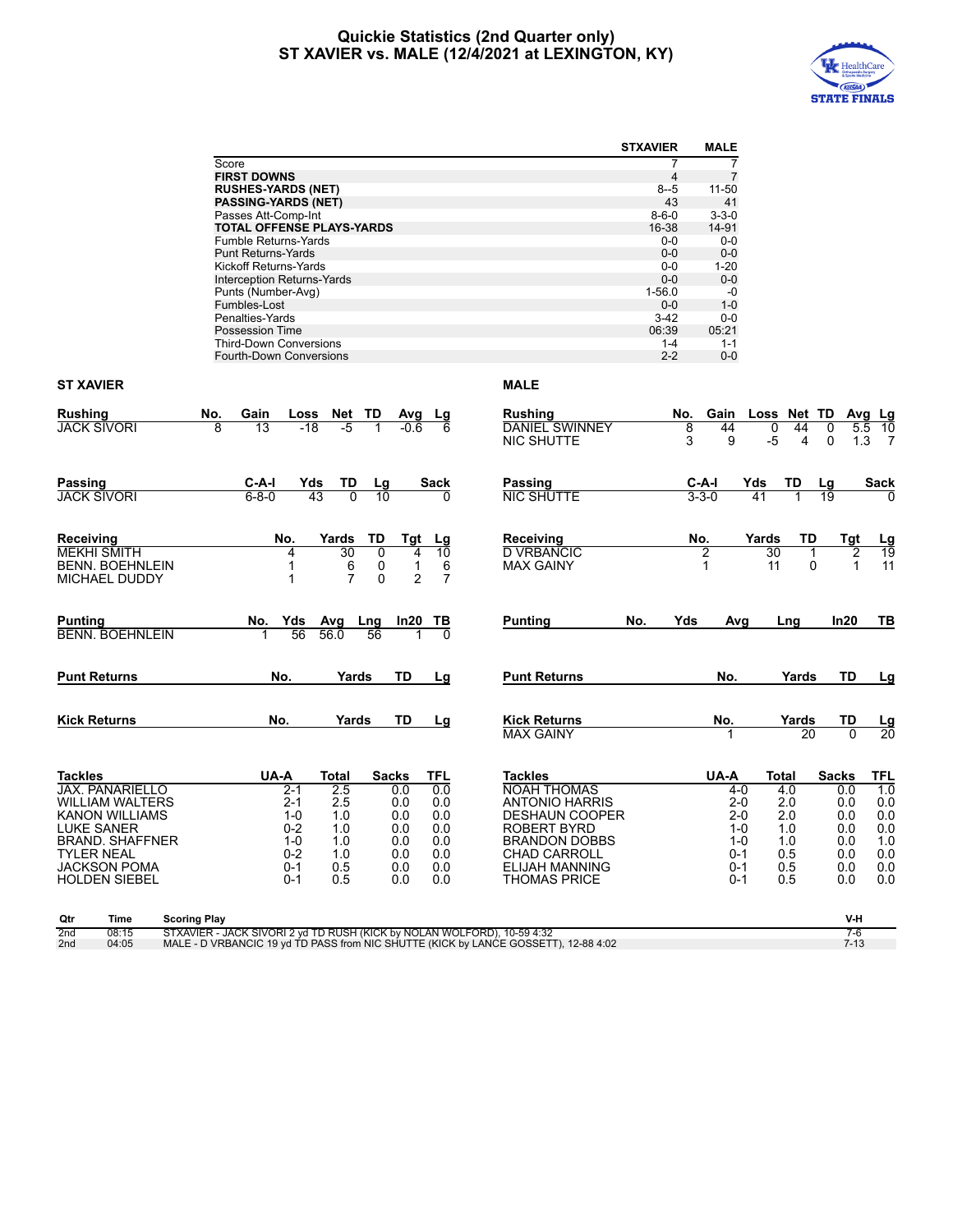# Quickie Statistics (2nd Quarter only)
## ST XAVIER vs. MALE (12/4/2021 at LEXINGTON, KY)

| | STXAVIER | MALE |
|---|---|---|
| Score | 7 | 7 |
| **FIRST DOWNS** | 4 | 7 |
| **RUSHES-YARDS (NET)** | 8--5 | 11-50 |
| **PASSING-YARDS (NET)** | 43 | 41 |
| Passes Att-Comp-Int | 8-6-0 | 3-3-0 |
| **TOTAL OFFENSE PLAYS-YARDS** | 16-38 | 14-91 |
| Fumble Returns-Yards | 0-0 | 0-0 |
| Punt Returns-Yards | 0-0 | 0-0 |
| Kickoff Returns-Yards | 0-0 | 1-20 |
| Interception Returns-Yards | 0-0 | 0-0 |
| Punts (Number-Avg) | 1-56.0 | -0 |
| Fumbles-Lost | 0-0 | 1-0 |
| Penalties-Yards | 3-42 | 0-0 |
| Possession Time | 06:39 | 05:21 |
| Third-Down Conversions | 1-4 | 1-1 |
| Fourth-Down Conversions | 2-2 | 0-0 |

### ST XAVIER

| Rushing | No. | Gain | Loss | Net | TD | Avg | Lg |
|---|---|---|---|---|---|---|---|
| JACK SIVORI | 8 | 13 | -18 | -5 | 1 | -0.6 | 6 |

| Passing | C-A-I | Yds | TD | Lg | Sack |
|---|---|---|---|---|---|
| JACK SIVORI | 6-8-0 | 43 | 0 | 10 | 0 |

| Receiving | No. | Yards | TD | Tgt | Lg |
|---|---|---|---|---|---|
| MEKHI SMITH | 4 | 30 | 0 | 4 | 10 |
| BENN. BOEHNLEIN | 1 | 6 | 0 | 1 | 6 |
| MICHAEL DUDDY | 1 | 7 | 0 | 2 | 7 |

| Punting | No. | Yds | Avg | Lng | In20 | TB |
|---|---|---|---|---|---|---|
| BENN. BOEHNLEIN | 1 | 56 | 56.0 | 56 | 1 | 0 |

| Punt Returns | No. | Yards | TD | Lg |
|---|---|---|---|---|

| Kick Returns | No. | Yards | TD | Lg |
|---|---|---|---|---|

| Tackles | UA-A | Total | Sacks | TFL |
|---|---|---|---|---|
| JAX. PANARIELLO | 2-1 | 2.5 | 0.0 | 0.0 |
| WILLIAM WALTERS | 2-1 | 2.5 | 0.0 | 0.0 |
| KANON WILLIAMS | 1-0 | 1.0 | 0.0 | 0.0 |
| LUKE SANER | 0-2 | 1.0 | 0.0 | 0.0 |
| BRAND. SHAFFNER | 1-0 | 1.0 | 0.0 | 0.0 |
| TYLER NEAL | 0-2 | 1.0 | 0.0 | 0.0 |
| JACKSON POMA | 0-1 | 0.5 | 0.0 | 0.0 |
| HOLDEN SIEBEL | 0-1 | 0.5 | 0.0 | 0.0 |

### MALE

| Rushing | No. | Gain | Loss | Net | TD | Avg | Lg |
|---|---|---|---|---|---|---|---|
| DANIEL SWINNEY | 8 | 44 | 0 | 44 | 0 | 5.5 | 10 |
| NIC SHUTTE | 3 | 9 | -5 | 4 | 0 | 1.3 | 7 |

| Passing | C-A-I | Yds | TD | Lg | Sack |
|---|---|---|---|---|---|
| NIC SHUTTE | 3-3-0 | 41 | 1 | 19 | 0 |

| Receiving | No. | Yards | TD | Tgt | Lg |
|---|---|---|---|---|---|
| D VRBANCIC | 2 | 30 | 1 | 2 | 19 |
| MAX GAINY | 1 | 11 | 0 | 1 | 11 |

| Punting | No. | Yds | Avg | Lng | In20 | TB |
|---|---|---|---|---|---|---|

| Punt Returns | No. | Yards | TD | Lg |
|---|---|---|---|---|

| Kick Returns | No. | Yards | TD | Lg |
|---|---|---|---|---|
| MAX GAINY | 1 | 20 | 0 | 20 |

| Tackles | UA-A | Total | Sacks | TFL |
|---|---|---|---|---|
| NOAH THOMAS | 4-0 | 4.0 | 0.0 | 1.0 |
| ANTONIO HARRIS | 2-0 | 2.0 | 0.0 | 0.0 |
| DESHAUN COOPER | 2-0 | 2.0 | 0.0 | 0.0 |
| ROBERT BYRD | 1-0 | 1.0 | 0.0 | 0.0 |
| BRANDON DOBBS | 1-0 | 1.0 | 0.0 | 1.0 |
| CHAD CARROLL | 0-1 | 0.5 | 0.0 | 0.0 |
| ELIJAH MANNING | 0-1 | 0.5 | 0.0 | 0.0 |
| THOMAS PRICE | 0-1 | 0.5 | 0.0 | 0.0 |

| Qtr | Time | Scoring Play | V-H |
|---|---|---|---|
| 2nd | 08:15 | STXAVIER - JACK SIVORI 2 yd TD RUSH (KICK by NOLAN WOLFORD), 10-59 4:32 | 7-6 |
| 2nd | 04:05 | MALE - D VRBANCIC 19 yd TD PASS from NIC SHUTTE (KICK by LANCE GOSSETT), 12-88 4:02 | 7-13 |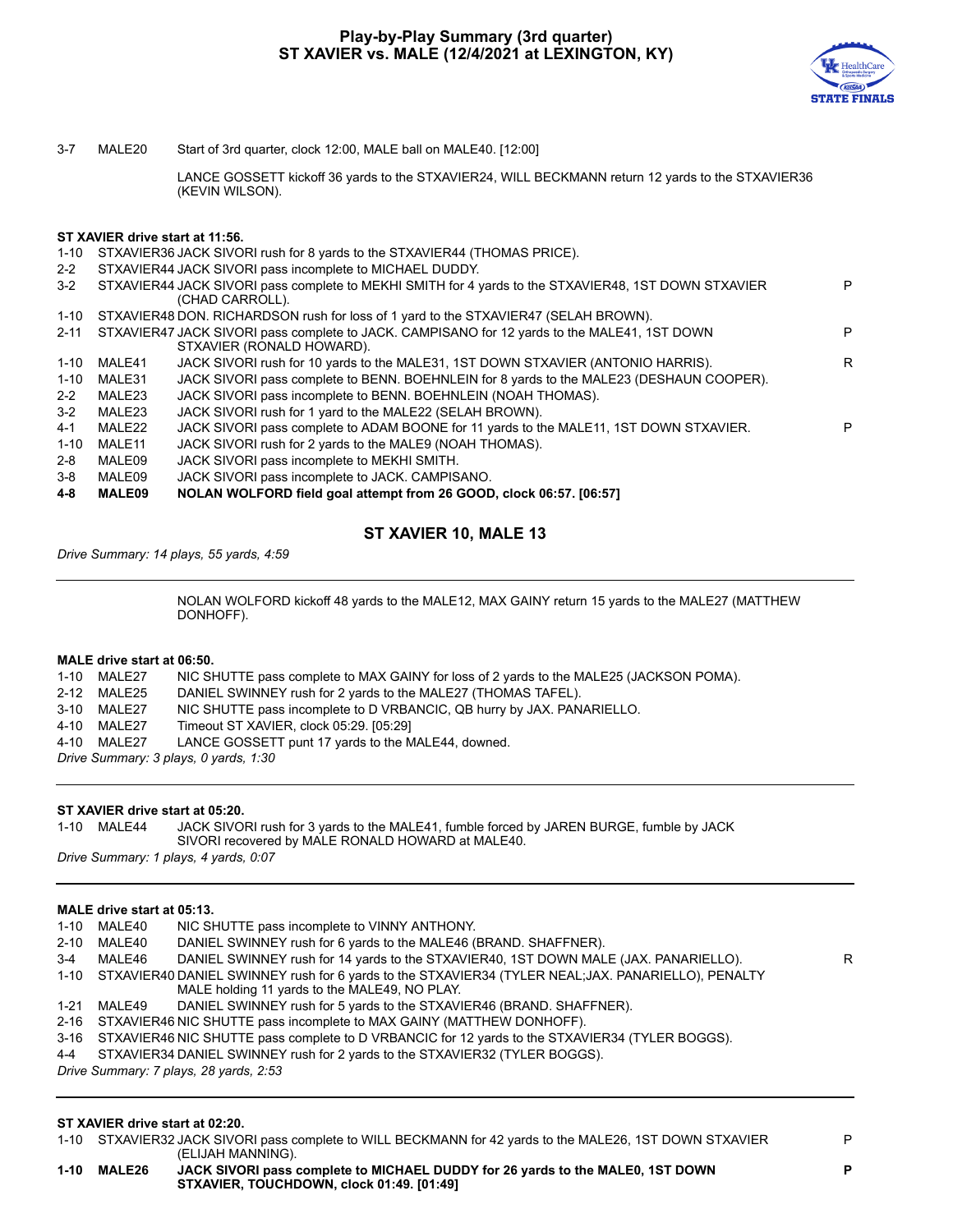# Play-by-Play Summary (3rd quarter)
## ST XAVIER vs. MALE (12/4/2021 at LEXINGTON, KY)

| | | | |
|---|---|---|---|
| 3-7 | MALE20 | Start of 3rd quarter, clock 12:00, MALE ball on MALE40. [12:00] | |
| | | LANCE GOSSETT kickoff 36 yards to the STXAVIER24, WILL BECKMANN return 12 yards to the STXAVIER36 (KEVIN WILSON). | |

**ST XAVIER drive start at 11:56.**

| | | | |
|---|---|---|---|
| 1-10 | STXAVIER36 | JACK SIVORI rush for 8 yards to the STXAVIER44 (THOMAS PRICE). | |
| 2-2 | STXAVIER44 | JACK SIVORI pass incomplete to MICHAEL DUDDY. | |
| 3-2 | STXAVIER44 | JACK SIVORI pass complete to MEKHI SMITH for 4 yards to the STXAVIER48, 1ST DOWN STXAVIER (CHAD CARROLL). | P |
| 1-10 | STXAVIER48 | DON. RICHARDSON rush for loss of 1 yard to the STXAVIER47 (SELAH BROWN). | |
| 2-11 | STXAVIER47 | JACK SIVORI pass complete to JACK. CAMPISANO for 12 yards to the MALE41, 1ST DOWN STXAVIER (RONALD HOWARD). | P |
| 1-10 | MALE41 | JACK SIVORI rush for 10 yards to the MALE31, 1ST DOWN STXAVIER (ANTONIO HARRIS). | R |
| 1-10 | MALE31 | JACK SIVORI pass complete to BENN. BOEHNLEIN for 8 yards to the MALE23 (DESHAUN COOPER). | |
| 2-2 | MALE23 | JACK SIVORI pass incomplete to BENN. BOEHNLEIN (NOAH THOMAS). | |
| 3-2 | MALE23 | JACK SIVORI rush for 1 yard to the MALE22 (SELAH BROWN). | |
| 4-1 | MALE22 | JACK SIVORI pass complete to ADAM BOONE for 11 yards to the MALE11, 1ST DOWN STXAVIER. | P |
| 1-10 | MALE11 | JACK SIVORI rush for 2 yards to the MALE9 (NOAH THOMAS). | |
| 2-8 | MALE09 | JACK SIVORI pass incomplete to MEKHI SMITH. | |
| 3-8 | MALE09 | JACK SIVORI pass incomplete to JACK. CAMPISANO. | |
| **4-8** | **MALE09** | **NOLAN WOLFORD field goal attempt from 26 GOOD, clock 06:57. [06:57]** | |

### ST XAVIER 10, MALE 13

*Drive Summary: 14 plays, 55 yards, 4:59*

NOLAN WOLFORD kickoff 48 yards to the MALE12, MAX GAINY return 15 yards to the MALE27 (MATTHEW DONHOFF).

**MALE drive start at 06:50.**

| | | | |
|---|---|---|---|
| 1-10 | MALE27 | NIC SHUTTE pass complete to MAX GAINY for loss of 2 yards to the MALE25 (JACKSON POMA). | |
| 2-12 | MALE25 | DANIEL SWINNEY rush for 2 yards to the MALE27 (THOMAS TAFEL). | |
| 3-10 | MALE27 | NIC SHUTTE pass incomplete to D VRBANCIC, QB hurry by JAX. PANARIELLO. | |
| 4-10 | MALE27 | Timeout ST XAVIER, clock 05:29. [05:29] | |
| 4-10 | MALE27 | LANCE GOSSETT punt 17 yards to the MALE44, downed. | |

*Drive Summary: 3 plays, 0 yards, 1:30*

**ST XAVIER drive start at 05:20.**

| | | | |
|---|---|---|---|
| 1-10 | MALE44 | JACK SIVORI rush for 3 yards to the MALE41, fumble forced by JAREN BURGE, fumble by JACK SIVORI recovered by MALE RONALD HOWARD at MALE40. | |

*Drive Summary: 1 plays, 4 yards, 0:07*

**MALE drive start at 05:13.**

| | | | |
|---|---|---|---|
| 1-10 | MALE40 | NIC SHUTTE pass incomplete to VINNY ANTHONY. | |
| 2-10 | MALE40 | DANIEL SWINNEY rush for 6 yards to the MALE46 (BRAND. SHAFFNER). | |
| 3-4 | MALE46 | DANIEL SWINNEY rush for 14 yards to the STXAVIER40, 1ST DOWN MALE (JAX. PANARIELLO). | R |
| 1-10 | STXAVIER40 | DANIEL SWINNEY rush for 6 yards to the STXAVIER34 (TYLER NEAL;JAX. PANARIELLO), PENALTY MALE holding 11 yards to the MALE49, NO PLAY. | |
| 1-21 | MALE49 | DANIEL SWINNEY rush for 5 yards to the STXAVIER46 (BRAND. SHAFFNER). | |
| 2-16 | STXAVIER46 | NIC SHUTTE pass incomplete to MAX GAINY (MATTHEW DONHOFF). | |
| 3-16 | STXAVIER46 | NIC SHUTTE pass complete to D VRBANCIC for 12 yards to the STXAVIER34 (TYLER BOGGS). | |
| 4-4 | STXAVIER34 | DANIEL SWINNEY rush for 2 yards to the STXAVIER32 (TYLER BOGGS). | |

*Drive Summary: 7 plays, 28 yards, 2:53*

**ST XAVIER drive start at 02:20.**

| | | | |
|---|---|---|---|
| 1-10 | STXAVIER32 | JACK SIVORI pass complete to WILL BECKMANN for 42 yards to the MALE26, 1ST DOWN STXAVIER (ELIJAH MANNING). | P |
| **1-10** | **MALE26** | **JACK SIVORI pass complete to MICHAEL DUDDY for 26 yards to the MALE0, 1ST DOWN STXAVIER, TOUCHDOWN, clock 01:49. [01:49]** | **P** |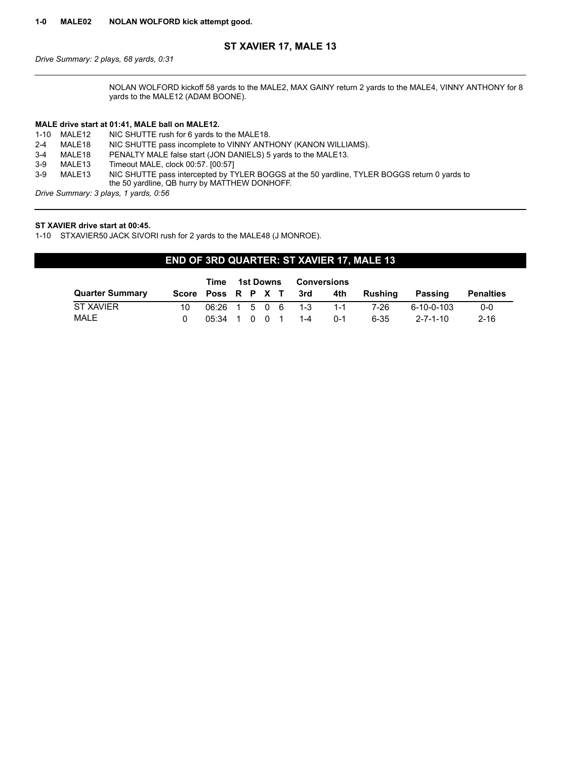**1-0 MALE02 NOLAN WOLFORD kick attempt good.**

### ST XAVIER 17, MALE 13

*Drive Summary: 2 plays, 68 yards, 0:31*

---

NOLAN WOLFORD kickoff 58 yards to the MALE2, MAX GAINY return 2 yards to the MALE4, VINNY ANTHONY for 8 yards to the MALE12 (ADAM BOONE).

**MALE drive start at 01:41, MALE ball on MALE12.**

| | | |
|---|---|---|
| 1-10 | MALE12 | NIC SHUTTE rush for 6 yards to the MALE18. |
| 2-4 | MALE18 | NIC SHUTTE pass incomplete to VINNY ANTHONY (KANON WILLIAMS). |
| 3-4 | MALE18 | PENALTY MALE false start (JON DANIELS) 5 yards to the MALE13. |
| 3-9 | MALE13 | Timeout MALE, clock 00:57. [00:57] |
| 3-9 | MALE13 | NIC SHUTTE pass intercepted by TYLER BOGGS at the 50 yardline, TYLER BOGGS return 0 yards to the 50 yardline, QB hurry by MATTHEW DONHOFF. |

*Drive Summary: 3 plays, 1 yards, 0:56*

---

**ST XAVIER drive start at 00:45.**

1-10 STXAVIER50 JACK SIVORI rush for 2 yards to the MALE48 (J MONROE).

## END OF 3RD QUARTER: ST XAVIER 17, MALE 13

| Quarter Summary | Score | Time Poss | 1st Downs R | P | X | T | Conversions 3rd | 4th | Rushing | Passing | Penalties |
|---|---|---|---|---|---|---|---|---|---|---|---|
| ST XAVIER | 10 | 06:26 | 1 | 5 | 0 | 6 | 1-3 | 1-1 | 7-26 | 6-10-0-103 | 0-0 |
| MALE | 0 | 05:34 | 1 | 0 | 0 | 1 | 1-4 | 0-1 | 6-35 | 2-7-1-10 | 2-16 |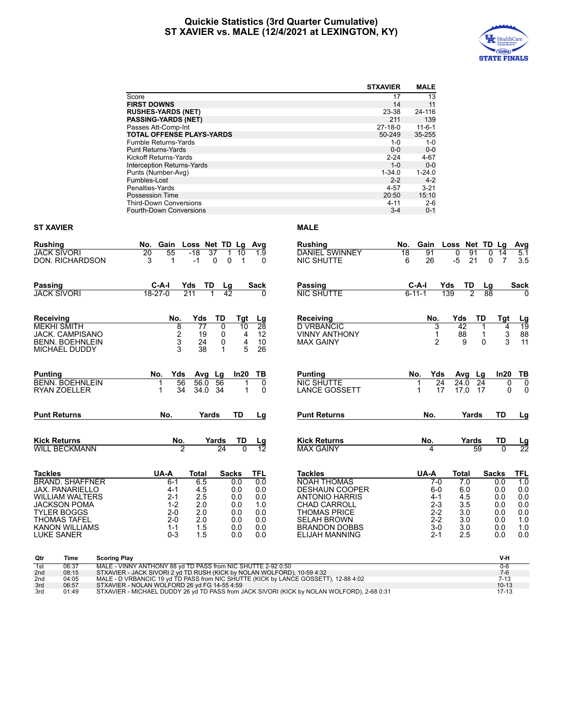# Quickie Statistics (3rd Quarter Cumulative)
## ST XAVIER vs. MALE (12/4/2021 at LEXINGTON, KY)

| | STXAVIER | MALE |
|---|---|---|
| Score | 17 | 13 |
| **FIRST DOWNS** | 14 | 11 |
| **RUSHES-YARDS (NET)** | 23-38 | 24-116 |
| **PASSING-YARDS (NET)** | 211 | 139 |
| Passes Att-Comp-Int | 27-18-0 | 11-6-1 |
| **TOTAL OFFENSE PLAYS-YARDS** | 50-249 | 35-255 |
| Fumble Returns-Yards | 1-0 | 1-0 |
| Punt Returns-Yards | 0-0 | 0-0 |
| Kickoff Returns-Yards | 2-24 | 4-67 |
| Interception Returns-Yards | 1-0 | 0-0 |
| Punts (Number-Avg) | 1-34.0 | 1-24.0 |
| Fumbles-Lost | 2-2 | 4-2 |
| Penalties-Yards | 4-57 | 3-21 |
| Possession Time | 20:50 | 15:10 |
| Third-Down Conversions | 4-11 | 2-6 |
| Fourth-Down Conversions | 3-4 | 0-1 |

### ST XAVIER

| Rushing | No. | Gain | Loss | Net | TD | Lg | Avg |
|---|---|---|---|---|---|---|---|
| JACK SIVORI | 20 | 55 | -18 | 37 | 1 | 10 | 1.9 |
| DON. RICHARDSON | 3 | 1 | -1 | 0 | 0 | 1 | 0 |

| Passing | C-A-I | Yds | TD | Lg | Sack |
|---|---|---|---|---|---|
| JACK SIVORI | 18-27-0 | 211 | 1 | 42 | 0 |

| Receiving | No. | Yds | TD | Tgt | Lg |
|---|---|---|---|---|---|
| MEKHI SMITH | 8 | 77 | 0 | 10 | 28 |
| JACK. CAMPISANO | 2 | 19 | 0 | 4 | 12 |
| BENN. BOEHNLEIN | 3 | 24 | 0 | 4 | 10 |
| MICHAEL DUDDY | 3 | 38 | 1 | 5 | 26 |

| Punting | No. | Yds | Avg | Lg | In20 | TB |
|---|---|---|---|---|---|---|
| BENN. BOEHNLEIN | 1 | 56 | 56.0 | 56 | 1 | 0 |
| RYAN ZOELLER | 1 | 34 | 34.0 | 34 | 1 | 0 |

| Punt Returns | No. | Yards | TD | Lg |
|---|---|---|---|---|

| Kick Returns | No. | Yards | TD | Lg |
|---|---|---|---|---|
| WILL BECKMANN | 2 | 24 | 0 | 12 |

| Tackles | UA-A | Total | Sacks | TFL |
|---|---|---|---|---|
| BRAND. SHAFFNER | 6-1 | 6.5 | 0.0 | 0.0 |
| JAX. PANARIELLO | 4-1 | 4.5 | 0.0 | 0.0 |
| WILLIAM WALTERS | 2-1 | 2.5 | 0.0 | 0.0 |
| JACKSON POMA | 1-2 | 2.0 | 0.0 | 1.0 |
| TYLER BOGGS | 2-0 | 2.0 | 0.0 | 0.0 |
| THOMAS TAFEL | 2-0 | 2.0 | 0.0 | 0.0 |
| KANON WILLIAMS | 1-1 | 1.5 | 0.0 | 0.0 |
| LUKE SANER | 0-3 | 1.5 | 0.0 | 0.0 |

### MALE

| Rushing | No. | Gain | Loss | Net | TD | Lg | Avg |
|---|---|---|---|---|---|---|---|
| DANIEL SWINNEY | 18 | 91 | 0 | 91 | 0 | 14 | 5.1 |
| NIC SHUTTE | 6 | 26 | -5 | 21 | 0 | 7 | 3.5 |

| Passing | C-A-I | Yds | TD | Lg | Sack |
|---|---|---|---|---|---|
| NIC SHUTTE | 6-11-1 | 139 | 2 | 88 | 0 |

| Receiving | No. | Yds | TD | Tgt | Lg |
|---|---|---|---|---|---|
| D VRBANCIC | 3 | 42 | 1 | 4 | 19 |
| VINNY ANTHONY | 1 | 88 | 1 | 3 | 88 |
| MAX GAINY | 2 | 9 | 0 | 3 | 11 |

| Punting | No. | Yds | Avg | Lg | In20 | TB |
|---|---|---|---|---|---|---|
| NIC SHUTTE | 1 | 24 | 24.0 | 24 | 0 | 0 |
| LANCE GOSSETT | 1 | 17 | 17.0 | 17 | 0 | 0 |

| Punt Returns | No. | Yards | TD | Lg |
|---|---|---|---|---|

| Kick Returns | No. | Yards | TD | Lg |
|---|---|---|---|---|
| MAX GAINY | 4 | 59 | 0 | 22 |

| Tackles | UA-A | Total | Sacks | TFL |
|---|---|---|---|---|
| NOAH THOMAS | 7-0 | 7.0 | 0.0 | 1.0 |
| DESHAUN COOPER | 6-0 | 6.0 | 0.0 | 0.0 |
| ANTONIO HARRIS | 4-1 | 4.5 | 0.0 | 0.0 |
| CHAD CARROLL | 2-3 | 3.5 | 0.0 | 0.0 |
| THOMAS PRICE | 2-2 | 3.0 | 0.0 | 0.0 |
| SELAH BROWN | 2-2 | 3.0 | 0.0 | 1.0 |
| BRANDON DOBBS | 3-0 | 3.0 | 0.0 | 1.0 |
| ELIJAH MANNING | 2-1 | 2.5 | 0.0 | 0.0 |

| Qtr | Time | Scoring Play | V-H |
|---|---|---|---|
| 1st | 06:37 | MALE - VINNY ANTHONY 88 yd TD PASS from NIC SHUTTE 2-92 0:50 | 0-6 |
| 2nd | 08:15 | STXAVIER - JACK SIVORI 2 yd TD RUSH (KICK by NOLAN WOLFORD), 10-59 4:32 | 7-6 |
| 2nd | 04:05 | MALE - D VRBANCIC 19 yd TD PASS from NIC SHUTTE (KICK by LANCE GOSSETT), 12-88 4:02 | 7-13 |
| 3rd | 06:57 | STXAVIER - NOLAN WOLFORD 26 yd FG 14-55 4:59 | 10-13 |
| 3rd | 01:49 | STXAVIER - MICHAEL DUDDY 26 yd TD PASS from JACK SIVORI (KICK by NOLAN WOLFORD), 2-68 0:31 | 17-13 |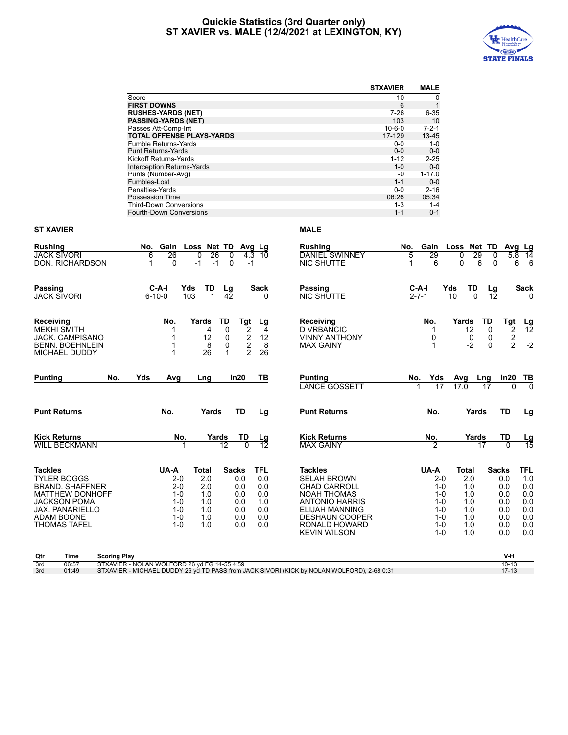# Quickie Statistics (3rd Quarter only)
## ST XAVIER vs. MALE (12/4/2021 at LEXINGTON, KY)

| | STXAVIER | MALE |
|---|---|---|
| Score | 10 | 0 |
| **FIRST DOWNS** | 6 | 1 |
| **RUSHES-YARDS (NET)** | 7-26 | 6-35 |
| **PASSING-YARDS (NET)** | 103 | 10 |
| Passes Att-Comp-Int | 10-6-0 | 7-2-1 |
| **TOTAL OFFENSE PLAYS-YARDS** | 17-129 | 13-45 |
| Fumble Returns-Yards | 0-0 | 1-0 |
| Punt Returns-Yards | 0-0 | 0-0 |
| Kickoff Returns-Yards | 1-12 | 2-25 |
| Interception Returns-Yards | 1-0 | 0-0 |
| Punts (Number-Avg) | -0 | 1-17.0 |
| Fumbles-Lost | 1-1 | 0-0 |
| Penalties-Yards | 0-0 | 2-16 |
| Possession Time | 06:26 | 05:34 |
| Third-Down Conversions | 1-3 | 1-4 |
| Fourth-Down Conversions | 1-1 | 0-1 |

## ST XAVIER

| Rushing | No. | Gain | Loss | Net | TD | Avg | Lg |
|---|---|---|---|---|---|---|---|
| JACK SIVORI | 6 | 26 | 0 | 26 | 0 | 4.3 | 10 |
| DON. RICHARDSON | 1 | 0 | -1 | -1 | 0 | -1 | |

| Passing | C-A-I | Yds | TD | Lg | Sack |
|---|---|---|---|---|---|
| JACK SIVORI | 6-10-0 | 103 | 1 | 42 | 0 |

| Receiving | No. | Yards | TD | Tgt | Lg |
|---|---|---|---|---|---|
| MEKHI SMITH | 1 | 4 | 0 | 2 | 4 |
| JACK. CAMPISANO | 1 | 12 | 0 | 2 | 12 |
| BENN. BOEHNLEIN | 1 | 8 | 0 | 2 | 8 |
| MICHAEL DUDDY | 1 | 26 | 1 | 2 | 26 |

| Punting | No. | Yds | Avg | Lng | In20 | TB |
|---|---|---|---|---|---|---|

| Punt Returns | No. | Yards | TD | Lg |
|---|---|---|---|---|

| Kick Returns | No. | Yards | TD | Lg |
|---|---|---|---|---|
| WILL BECKMANN | 1 | 12 | 0 | 12 |

| Tackles | UA-A | Total | Sacks | TFL |
|---|---|---|---|---|
| TYLER BOGGS | 2-0 | 2.0 | 0.0 | 0.0 |
| BRAND. SHAFFNER | 2-0 | 2.0 | 0.0 | 0.0 |
| MATTHEW DONHOFF | 1-0 | 1.0 | 0.0 | 0.0 |
| JACKSON POMA | 1-0 | 1.0 | 0.0 | 1.0 |
| JAX. PANARIELLO | 1-0 | 1.0 | 0.0 | 0.0 |
| ADAM BOONE | 1-0 | 1.0 | 0.0 | 0.0 |
| THOMAS TAFEL | 1-0 | 1.0 | 0.0 | 0.0 |

## MALE

| Rushing | No. | Gain | Loss | Net | TD | Avg | Lg |
|---|---|---|---|---|---|---|---|
| DANIEL SWINNEY | 5 | 29 | 0 | 29 | 0 | 5.8 | 14 |
| NIC SHUTTE | 1 | 6 | 0 | 6 | 0 | 6 | 6 |

| Passing | C-A-I | Yds | TD | Lg | Sack |
|---|---|---|---|---|---|
| NIC SHUTTE | 2-7-1 | 10 | 0 | 12 | 0 |

| Receiving | No. | Yards | TD | Tgt | Lg |
|---|---|---|---|---|---|
| D VRBANCIC | 1 | 12 | 0 | 2 | 12 |
| VINNY ANTHONY | 0 | 0 | 0 | 2 | |
| MAX GAINY | 1 | -2 | 0 | 2 | -2 |

| Punting | No. | Yds | Avg | Lng | In20 | TB |
|---|---|---|---|---|---|---|
| LANCE GOSSETT | 1 | 17 | 17.0 | 17 | 0 | 0 |

| Punt Returns | No. | Yards | TD | Lg |
|---|---|---|---|---|

| Kick Returns | No. | Yards | TD | Lg |
|---|---|---|---|---|
| MAX GAINY | 2 | 17 | 0 | 15 |

| Tackles | UA-A | Total | Sacks | TFL |
|---|---|---|---|---|
| SELAH BROWN | 2-0 | 2.0 | 0.0 | 1.0 |
| CHAD CARROLL | 1-0 | 1.0 | 0.0 | 0.0 |
| NOAH THOMAS | 1-0 | 1.0 | 0.0 | 0.0 |
| ANTONIO HARRIS | 1-0 | 1.0 | 0.0 | 0.0 |
| ELIJAH MANNING | 1-0 | 1.0 | 0.0 | 0.0 |
| DESHAUN COOPER | 1-0 | 1.0 | 0.0 | 0.0 |
| RONALD HOWARD | 1-0 | 1.0 | 0.0 | 0.0 |
| KEVIN WILSON | 1-0 | 1.0 | 0.0 | 0.0 |

| Qtr | Time | Scoring Play | V-H |
|---|---|---|---|
| 3rd | 06:57 | STXAVIER - NOLAN WOLFORD 26 yd FG 14-55 4:59 | 10-13 |
| 3rd | 01:49 | STXAVIER - MICHAEL DUDDY 26 yd TD PASS from JACK SIVORI (KICK by NOLAN WOLFORD), 2-68 0:31 | 17-13 |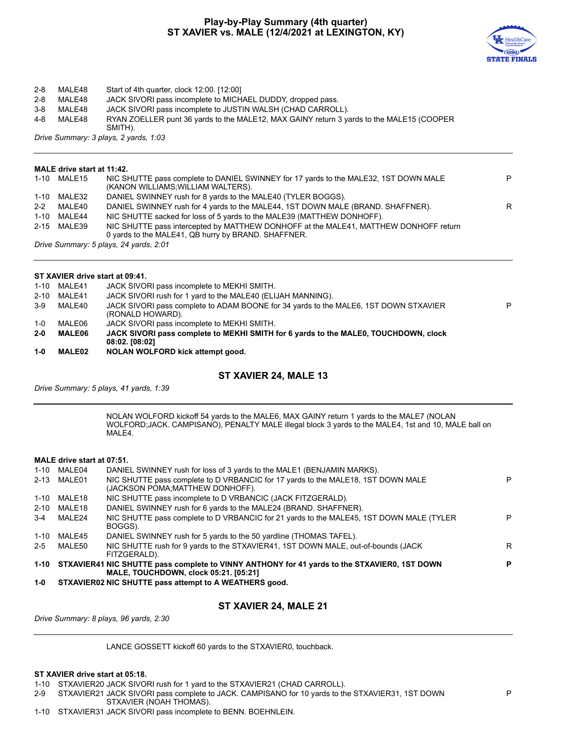# Play-by-Play Summary (4th quarter)
## ST XAVIER vs. MALE (12/4/2021 at LEXINGTON, KY)

| | | | |
|---|---|---|---|
| 2-8 | MALE48 | Start of 4th quarter, clock 12:00. [12:00] | |
| 2-8 | MALE48 | JACK SIVORI pass incomplete to MICHAEL DUDDY, dropped pass. | |
| 3-8 | MALE48 | JACK SIVORI pass incomplete to JUSTIN WALSH (CHAD CARROLL). | |
| 4-8 | MALE48 | RYAN ZOELLER punt 36 yards to the MALE12, MAX GAINY return 3 yards to the MALE15 (COOPER SMITH). | |

*Drive Summary: 3 plays, 2 yards, 1:03*

---

**MALE drive start at 11:42.**

| | | | |
|---|---|---|---|
| 1-10 | MALE15 | NIC SHUTTE pass complete to DANIEL SWINNEY for 17 yards to the MALE32, 1ST DOWN MALE (KANON WILLIAMS;WILLIAM WALTERS). | P |
| 1-10 | MALE32 | DANIEL SWINNEY rush for 8 yards to the MALE40 (TYLER BOGGS). | |
| 2-2 | MALE40 | DANIEL SWINNEY rush for 4 yards to the MALE44, 1ST DOWN MALE (BRAND. SHAFFNER). | R |
| 1-10 | MALE44 | NIC SHUTTE sacked for loss of 5 yards to the MALE39 (MATTHEW DONHOFF). | |
| 2-15 | MALE39 | NIC SHUTTE pass intercepted by MATTHEW DONHOFF at the MALE41, MATTHEW DONHOFF return 0 yards to the MALE41, QB hurry by BRAND. SHAFFNER. | |

*Drive Summary: 5 plays, 24 yards, 2:01*

---

**ST XAVIER drive start at 09:41.**

| | | | |
|---|---|---|---|
| 1-10 | MALE41 | JACK SIVORI pass incomplete to MEKHI SMITH. | |
| 2-10 | MALE41 | JACK SIVORI rush for 1 yard to the MALE40 (ELIJAH MANNING). | |
| 3-9 | MALE40 | JACK SIVORI pass complete to ADAM BOONE for 34 yards to the MALE6, 1ST DOWN STXAVIER (RONALD HOWARD). | P |
| 1-0 | MALE06 | JACK SIVORI pass incomplete to MEKHI SMITH. | |
| **2-0** | **MALE06** | **JACK SIVORI pass complete to MEKHI SMITH for 6 yards to the MALE0, TOUCHDOWN, clock 08:02. [08:02]** | |
| **1-0** | **MALE02** | **NOLAN WOLFORD kick attempt good.** | |

### ST XAVIER 24, MALE 13

*Drive Summary: 5 plays, 41 yards, 1:39*

---

NOLAN WOLFORD kickoff 54 yards to the MALE6, MAX GAINY return 1 yards to the MALE7 (NOLAN WOLFORD;JACK. CAMPISANO), PENALTY MALE illegal block 3 yards to the MALE4, 1st and 10, MALE ball on MALE4.

**MALE drive start at 07:51.**

| | | | |
|---|---|---|---|
| 1-10 | MALE04 | DANIEL SWINNEY rush for loss of 3 yards to the MALE1 (BENJAMIN MARKS). | |
| 2-13 | MALE01 | NIC SHUTTE pass complete to D VRBANCIC for 17 yards to the MALE18, 1ST DOWN MALE (JACKSON POMA;MATTHEW DONHOFF). | P |
| 1-10 | MALE18 | NIC SHUTTE pass incomplete to D VRBANCIC (JACK FITZGERALD). | |
| 2-10 | MALE18 | DANIEL SWINNEY rush for 6 yards to the MALE24 (BRAND. SHAFFNER). | |
| 3-4 | MALE24 | NIC SHUTTE pass complete to D VRBANCIC for 21 yards to the MALE45, 1ST DOWN MALE (TYLER BOGGS). | P |
| 1-10 | MALE45 | DANIEL SWINNEY rush for 5 yards to the 50 yardline (THOMAS TAFEL). | |
| 2-5 | MALE50 | NIC SHUTTE rush for 9 yards to the STXAVIER41, 1ST DOWN MALE, out-of-bounds (JACK FITZGERALD). | R |
| **1-10** | **STXAVIER41** | **NIC SHUTTE pass complete to VINNY ANTHONY for 41 yards to the STXAVIER0, 1ST DOWN MALE, TOUCHDOWN, clock 05:21. [05:21]** | **P** |
| **1-0** | **STXAVIER02** | **NIC SHUTTE pass attempt to A WEATHERS good.** | |

### ST XAVIER 24, MALE 21

*Drive Summary: 8 plays, 96 yards, 2:30*

---

LANCE GOSSETT kickoff 60 yards to the STXAVIER0, touchback.

**ST XAVIER drive start at 05:18.**

| | | | |
|---|---|---|---|
| 1-10 | STXAVIER20 | JACK SIVORI rush for 1 yard to the STXAVIER21 (CHAD CARROLL). | |
| 2-9 | STXAVIER21 | JACK SIVORI pass complete to JACK. CAMPISANO for 10 yards to the STXAVIER31, 1ST DOWN STXAVIER (NOAH THOMAS). | P |
| 1-10 | STXAVIER31 | JACK SIVORI pass incomplete to BENN. BOEHNLEIN. | |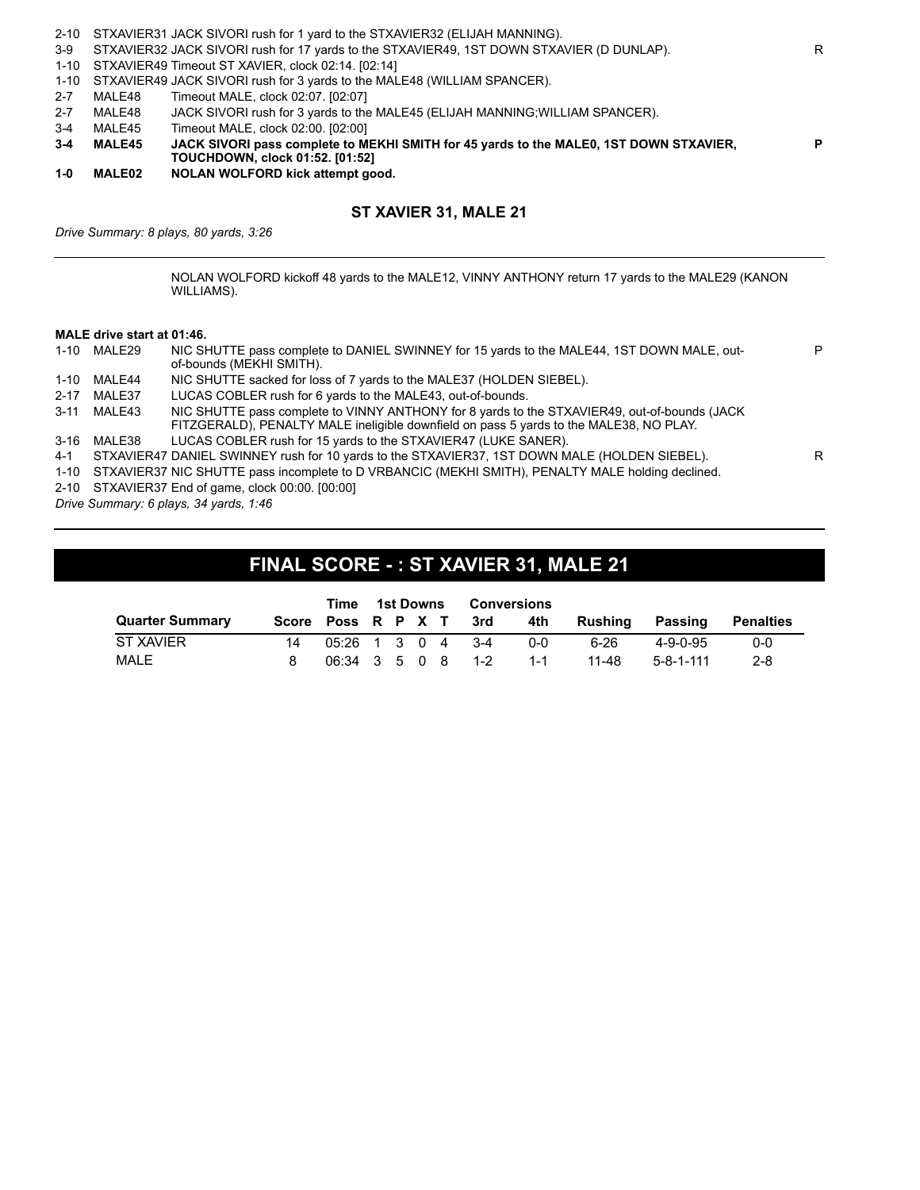| | | | |
|---|---|---|---|
| 2-10 | STXAVIER31 | JACK SIVORI rush for 1 yard to the STXAVIER32 (ELIJAH MANNING). | |
| 3-9 | STXAVIER32 | JACK SIVORI rush for 17 yards to the STXAVIER49, 1ST DOWN STXAVIER (D DUNLAP). | R |
| 1-10 | STXAVIER49 | Timeout ST XAVIER, clock 02:14. [02:14] | |
| 1-10 | STXAVIER49 | JACK SIVORI rush for 3 yards to the MALE48 (WILLIAM SPANCER). | |
| 2-7 | MALE48 | Timeout MALE, clock 02:07. [02:07] | |
| 2-7 | MALE48 | JACK SIVORI rush for 3 yards to the MALE45 (ELIJAH MANNING;WILLIAM SPANCER). | |
| 3-4 | MALE45 | Timeout MALE, clock 02:00. [02:00] | |
| **3-4** | **MALE45** | **JACK SIVORI pass complete to MEKHI SMITH for 45 yards to the MALE0, 1ST DOWN STXAVIER, TOUCHDOWN, clock 01:52. [01:52]** | **P** |
| **1-0** | **MALE02** | **NOLAN WOLFORD kick attempt good.** | |

### ST XAVIER 31, MALE 21

*Drive Summary: 8 plays, 80 yards, 3:26*

---

NOLAN WOLFORD kickoff 48 yards to the MALE12, VINNY ANTHONY return 17 yards to the MALE29 (KANON WILLIAMS).

**MALE drive start at 01:46.**

| | | | |
|---|---|---|---|
| 1-10 | MALE29 | NIC SHUTTE pass complete to DANIEL SWINNEY for 15 yards to the MALE44, 1ST DOWN MALE, out-of-bounds (MEKHI SMITH). | P |
| 1-10 | MALE44 | NIC SHUTTE sacked for loss of 7 yards to the MALE37 (HOLDEN SIEBEL). | |
| 2-17 | MALE37 | LUCAS COBLER rush for 6 yards to the MALE43, out-of-bounds. | |
| 3-11 | MALE43 | NIC SHUTTE pass complete to VINNY ANTHONY for 8 yards to the STXAVIER49, out-of-bounds (JACK FITZGERALD), PENALTY MALE ineligible downfield on pass 5 yards to the MALE38, NO PLAY. | |
| 3-16 | MALE38 | LUCAS COBLER rush for 15 yards to the STXAVIER47 (LUKE SANER). | |
| 4-1 | STXAVIER47 | DANIEL SWINNEY rush for 10 yards to the STXAVIER37, 1ST DOWN MALE (HOLDEN SIEBEL). | R |
| 1-10 | STXAVIER37 | NIC SHUTTE pass incomplete to D VRBANCIC (MEKHI SMITH), PENALTY MALE holding declined. | |
| 2-10 | STXAVIER37 | End of game, clock 00:00. [00:00] | |

*Drive Summary: 6 plays, 34 yards, 1:46*

---

## FINAL SCORE - : ST XAVIER 31, MALE 21

| | | Time | 1st Downs | | | | Conversions | | | | |
|---|---|---|---|---|---|---|---|---|---|---|---|
| Quarter Summary | Score | Poss | R | P | X | T | 3rd | 4th | Rushing | Passing | Penalties |
| ST XAVIER | 14 | 05:26 | 1 | 3 | 0 | 4 | 3-4 | 0-0 | 6-26 | 4-9-0-95 | 0-0 |
| MALE | 8 | 06:34 | 3 | 5 | 0 | 8 | 1-2 | 1-1 | 11-48 | 5-8-1-111 | 2-8 |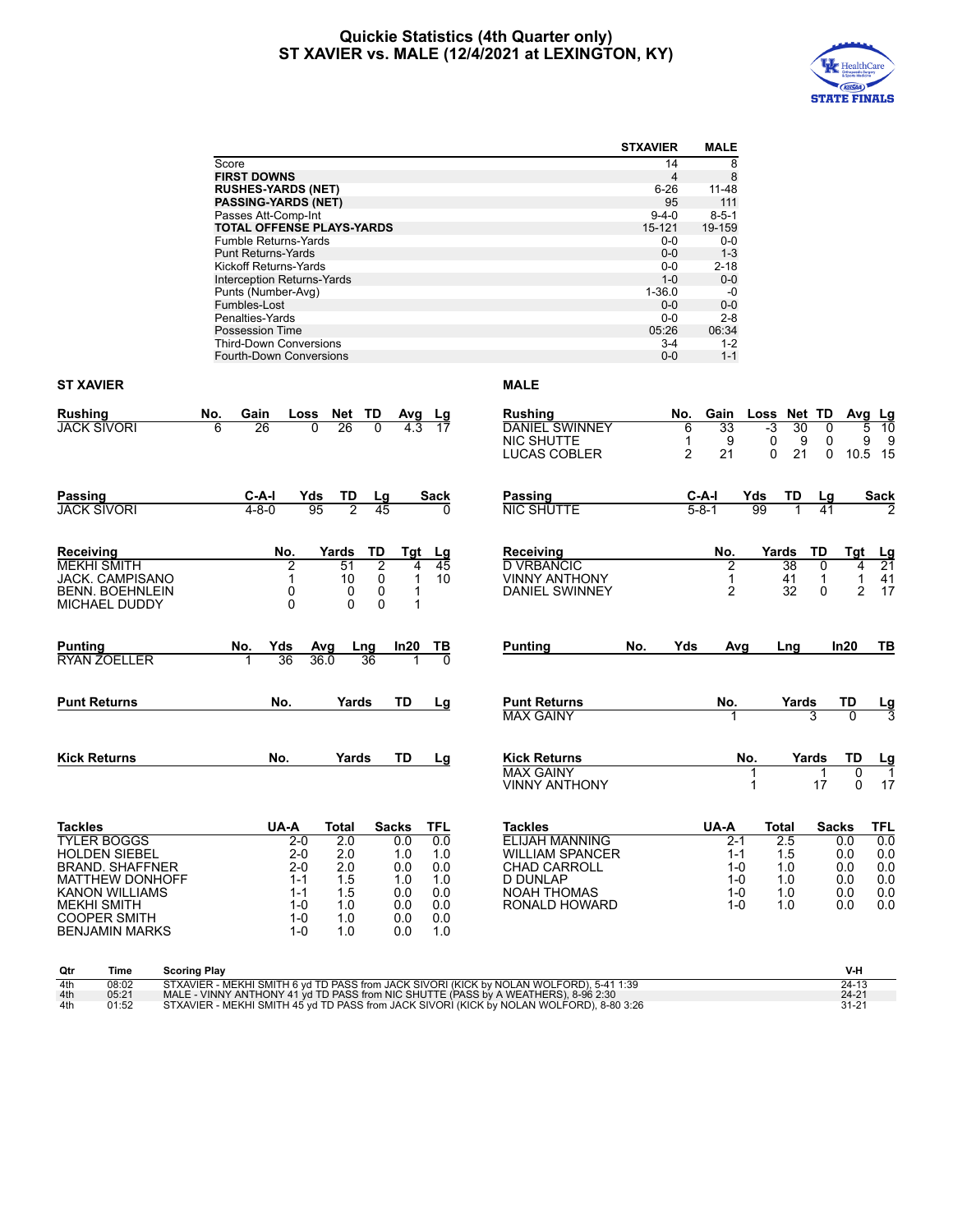# Quickie Statistics (4th Quarter only)
## ST XAVIER vs. MALE (12/4/2021 at LEXINGTON, KY)

| | STXAVIER | MALE |
|---|---|---|
| Score | 14 | 8 |
| **FIRST DOWNS** | 4 | 8 |
| **RUSHES-YARDS (NET)** | 6-26 | 11-48 |
| **PASSING-YARDS (NET)** | 95 | 111 |
| Passes Att-Comp-Int | 9-4-0 | 8-5-1 |
| **TOTAL OFFENSE PLAYS-YARDS** | 15-121 | 19-159 |
| Fumble Returns-Yards | 0-0 | 0-0 |
| Punt Returns-Yards | 0-0 | 1-3 |
| Kickoff Returns-Yards | 0-0 | 2-18 |
| Interception Returns-Yards | 1-0 | 0-0 |
| Punts (Number-Avg) | 1-36.0 | -0 |
| Fumbles-Lost | 0-0 | 0-0 |
| Penalties-Yards | 0-0 | 2-8 |
| Possession Time | 05:26 | 06:34 |
| Third-Down Conversions | 3-4 | 1-2 |
| Fourth-Down Conversions | 0-0 | 1-1 |

### ST XAVIER

| Rushing | No. | Gain | Loss | Net | TD | Avg | Lg |
|---|---|---|---|---|---|---|---|
| JACK SIVORI | 6 | 26 | 0 | 26 | 0 | 4.3 | 17 |

| Passing | C-A-I | Yds | TD | Lg | Sack |
|---|---|---|---|---|---|
| JACK SIVORI | 4-8-0 | 95 | 2 | 45 | 0 |

| Receiving | No. | Yards | TD | Tgt | Lg |
|---|---|---|---|---|---|
| MEKHI SMITH | 2 | 51 | 2 | 4 | 45 |
| JACK. CAMPISANO | 1 | 10 | 0 | 1 | 10 |
| BENN. BOEHNLEIN | 0 | 0 | 0 | 1 | |
| MICHAEL DUDDY | 0 | 0 | 0 | 1 | |

| Punting | No. | Yds | Avg | Lng | In20 | TB |
|---|---|---|---|---|---|---|
| RYAN ZOELLER | 1 | 36 | 36.0 | 36 | 1 | 0 |

| Punt Returns | No. | Yards | TD | Lg |
|---|---|---|---|---|

| Kick Returns | No. | Yards | TD | Lg |
|---|---|---|---|---|

| Tackles | UA-A | Total | Sacks | TFL |
|---|---|---|---|---|
| TYLER BOGGS | 2-0 | 2.0 | 0.0 | 0.0 |
| HOLDEN SIEBEL | 2-0 | 2.0 | 1.0 | 1.0 |
| BRAND. SHAFFNER | 2-0 | 2.0 | 0.0 | 0.0 |
| MATTHEW DONHOFF | 1-1 | 1.5 | 1.0 | 1.0 |
| KANON WILLIAMS | 1-1 | 1.5 | 0.0 | 0.0 |
| MEKHI SMITH | 1-0 | 1.0 | 0.0 | 0.0 |
| COOPER SMITH | 1-0 | 1.0 | 0.0 | 0.0 |
| BENJAMIN MARKS | 1-0 | 1.0 | 0.0 | 1.0 |

### MALE

| Rushing | No. | Gain | Loss | Net | TD | Avg | Lg |
|---|---|---|---|---|---|---|---|
| DANIEL SWINNEY | 6 | 33 | -3 | 30 | 0 | 5 | 10 |
| NIC SHUTTE | 1 | 9 | 0 | 9 | 0 | 9 | 9 |
| LUCAS COBLER | 2 | 21 | 0 | 21 | 0 | 10.5 | 15 |

| Passing | C-A-I | Yds | TD | Lg | Sack |
|---|---|---|---|---|---|
| NIC SHUTTE | 5-8-1 | 99 | 1 | 41 | 2 |

| Receiving | No. | Yards | TD | Tgt | Lg |
|---|---|---|---|---|---|
| D VRBANCIC | 2 | 38 | 0 | 4 | 21 |
| VINNY ANTHONY | 1 | 41 | 1 | 1 | 41 |
| DANIEL SWINNEY | 2 | 32 | 0 | 2 | 17 |

| Punting | No. | Yds | Avg | Lng | In20 | TB |
|---|---|---|---|---|---|---|

| Punt Returns | No. | Yards | TD | Lg |
|---|---|---|---|---|
| MAX GAINY | 1 | 3 | 0 | 3 |

| Kick Returns | No. | Yards | TD | Lg |
|---|---|---|---|---|
| MAX GAINY | 1 | 1 | 0 | 1 |
| VINNY ANTHONY | 1 | 17 | 0 | 17 |

| Tackles | UA-A | Total | Sacks | TFL |
|---|---|---|---|---|
| ELIJAH MANNING | 2-1 | 2.5 | 0.0 | 0.0 |
| WILLIAM SPANCER | 1-1 | 1.5 | 0.0 | 0.0 |
| CHAD CARROLL | 1-0 | 1.0 | 0.0 | 0.0 |
| D DUNLAP | 1-0 | 1.0 | 0.0 | 0.0 |
| NOAH THOMAS | 1-0 | 1.0 | 0.0 | 0.0 |
| RONALD HOWARD | 1-0 | 1.0 | 0.0 | 0.0 |

| Qtr | Time | Scoring Play | V-H |
|---|---|---|---|
| 4th | 08:02 | STXAVIER - MEKHI SMITH 6 yd TD PASS from JACK SIVORI (KICK by NOLAN WOLFORD), 5-41 1:39 | 24-13 |
| 4th | 05:21 | MALE - VINNY ANTHONY 41 yd TD PASS from NIC SHUTTE (PASS by A WEATHERS), 8-96 2:30 | 24-21 |
| 4th | 01:52 | STXAVIER - MEKHI SMITH 45 yd TD PASS from JACK SIVORI (KICK by NOLAN WOLFORD), 8-80 3:26 | 31-21 |